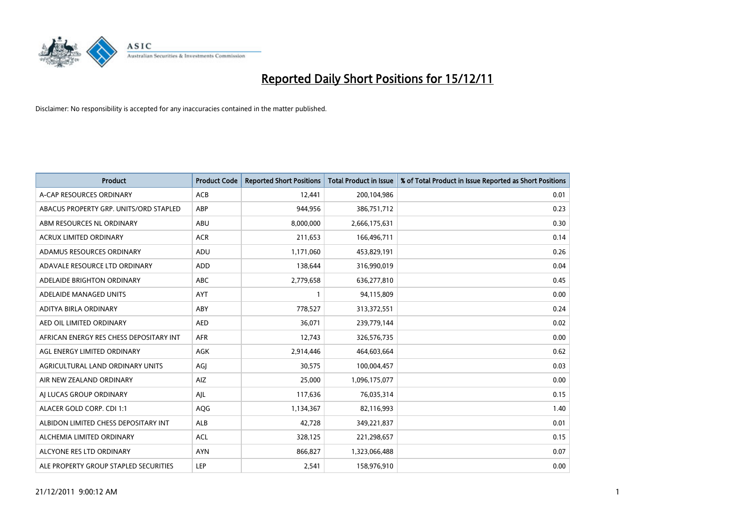# Reported Daily Short Positions for 15/12/11

Disclaimer: No responsibility is accepted for any inaccuracies contained in the matter published.

| Product | Product Code | Reported Short Positions | Total Product in Issue | % of Total Product in Issue Reported as Short Positions |
|---|---|---|---|---|
| A-CAP RESOURCES ORDINARY | ACB | 12,441 | 200,104,986 | 0.01 |
| ABACUS PROPERTY GRP. UNITS/ORD STAPLED | ABP | 944,956 | 386,751,712 | 0.23 |
| ABM RESOURCES NL ORDINARY | ABU | 8,000,000 | 2,666,175,631 | 0.30 |
| ACRUX LIMITED ORDINARY | ACR | 211,653 | 166,496,711 | 0.14 |
| ADAMUS RESOURCES ORDINARY | ADU | 1,171,060 | 453,829,191 | 0.26 |
| ADAVALE RESOURCE LTD ORDINARY | ADD | 138,644 | 316,990,019 | 0.04 |
| ADELAIDE BRIGHTON ORDINARY | ABC | 2,779,658 | 636,277,810 | 0.45 |
| ADELAIDE MANAGED UNITS | AYT | 1 | 94,115,809 | 0.00 |
| ADITYA BIRLA ORDINARY | ABY | 778,527 | 313,372,551 | 0.24 |
| AED OIL LIMITED ORDINARY | AED | 36,071 | 239,779,144 | 0.02 |
| AFRICAN ENERGY RES CHESS DEPOSITARY INT | AFR | 12,743 | 326,576,735 | 0.00 |
| AGL ENERGY LIMITED ORDINARY | AGK | 2,914,446 | 464,603,664 | 0.62 |
| AGRICULTURAL LAND ORDINARY UNITS | AGJ | 30,575 | 100,004,457 | 0.03 |
| AIR NEW ZEALAND ORDINARY | AIZ | 25,000 | 1,096,175,077 | 0.00 |
| AJ LUCAS GROUP ORDINARY | AJL | 117,636 | 76,035,314 | 0.15 |
| ALACER GOLD CORP. CDI 1:1 | AQG | 1,134,367 | 82,116,993 | 1.40 |
| ALBIDON LIMITED CHESS DEPOSITARY INT | ALB | 42,728 | 349,221,837 | 0.01 |
| ALCHEMIA LIMITED ORDINARY | ACL | 328,125 | 221,298,657 | 0.15 |
| ALCYONE RES LTD ORDINARY | AYN | 866,827 | 1,323,066,488 | 0.07 |
| ALE PROPERTY GROUP STAPLED SECURITIES | LEP | 2,541 | 158,976,910 | 0.00 |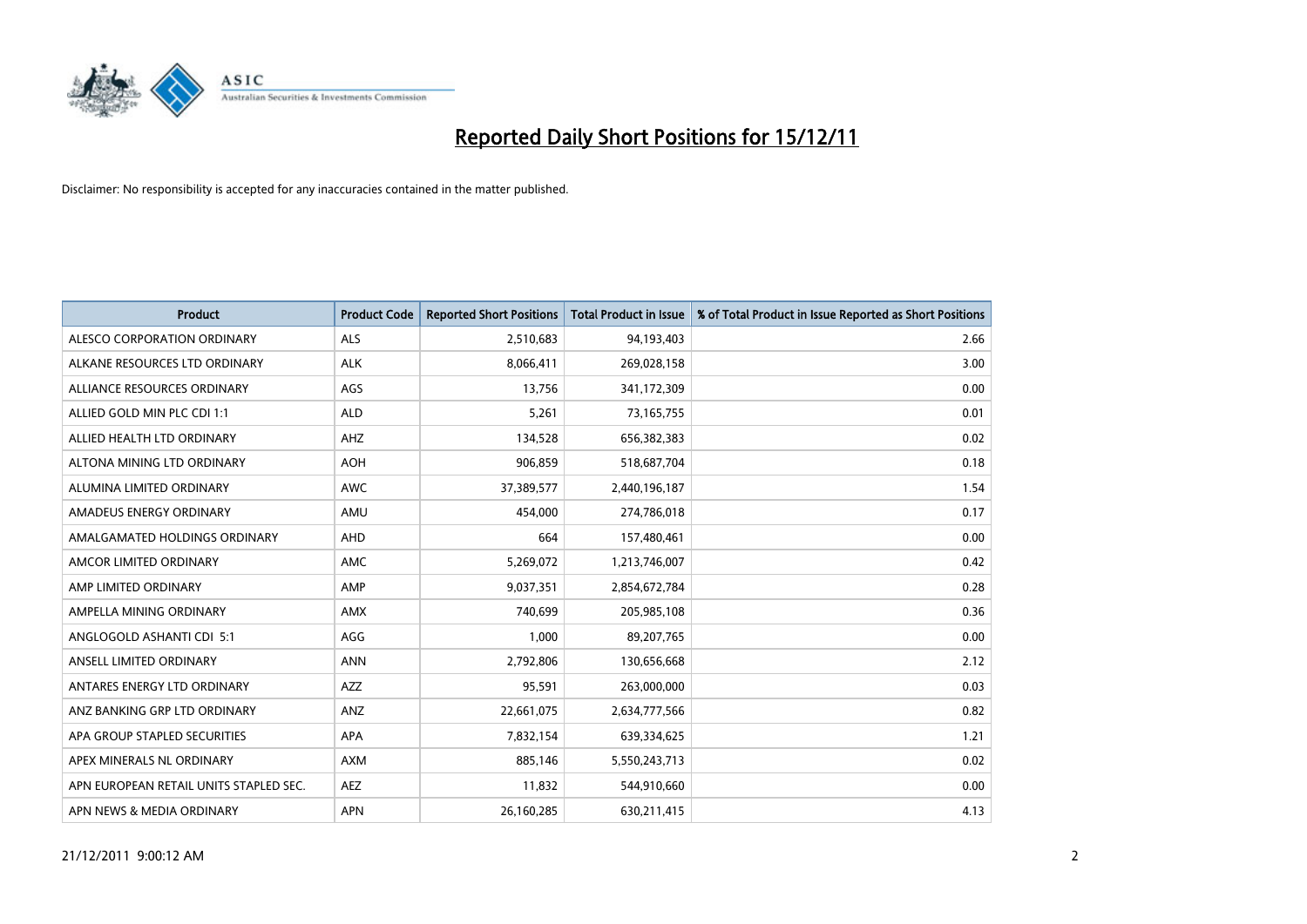# Reported Daily Short Positions for 15/12/11

Disclaimer: No responsibility is accepted for any inaccuracies contained in the matter published.

| Product | Product Code | Reported Short Positions | Total Product in Issue | % of Total Product in Issue Reported as Short Positions |
|---|---|---|---|---|
| ALESCO CORPORATION ORDINARY | ALS | 2,510,683 | 94,193,403 | 2.66 |
| ALKANE RESOURCES LTD ORDINARY | ALK | 8,066,411 | 269,028,158 | 3.00 |
| ALLIANCE RESOURCES ORDINARY | AGS | 13,756 | 341,172,309 | 0.00 |
| ALLIED GOLD MIN PLC CDI 1:1 | ALD | 5,261 | 73,165,755 | 0.01 |
| ALLIED HEALTH LTD ORDINARY | AHZ | 134,528 | 656,382,383 | 0.02 |
| ALTONA MINING LTD ORDINARY | AOH | 906,859 | 518,687,704 | 0.18 |
| ALUMINA LIMITED ORDINARY | AWC | 37,389,577 | 2,440,196,187 | 1.54 |
| AMADEUS ENERGY ORDINARY | AMU | 454,000 | 274,786,018 | 0.17 |
| AMALGAMATED HOLDINGS ORDINARY | AHD | 664 | 157,480,461 | 0.00 |
| AMCOR LIMITED ORDINARY | AMC | 5,269,072 | 1,213,746,007 | 0.42 |
| AMP LIMITED ORDINARY | AMP | 9,037,351 | 2,854,672,784 | 0.28 |
| AMPELLA MINING ORDINARY | AMX | 740,699 | 205,985,108 | 0.36 |
| ANGLOGOLD ASHANTI CDI 5:1 | AGG | 1,000 | 89,207,765 | 0.00 |
| ANSELL LIMITED ORDINARY | ANN | 2,792,806 | 130,656,668 | 2.12 |
| ANTARES ENERGY LTD ORDINARY | AZZ | 95,591 | 263,000,000 | 0.03 |
| ANZ BANKING GRP LTD ORDINARY | ANZ | 22,661,075 | 2,634,777,566 | 0.82 |
| APA GROUP STAPLED SECURITIES | APA | 7,832,154 | 639,334,625 | 1.21 |
| APEX MINERALS NL ORDINARY | AXM | 885,146 | 5,550,243,713 | 0.02 |
| APN EUROPEAN RETAIL UNITS STAPLED SEC. | AEZ | 11,832 | 544,910,660 | 0.00 |
| APN NEWS & MEDIA ORDINARY | APN | 26,160,285 | 630,211,415 | 4.13 |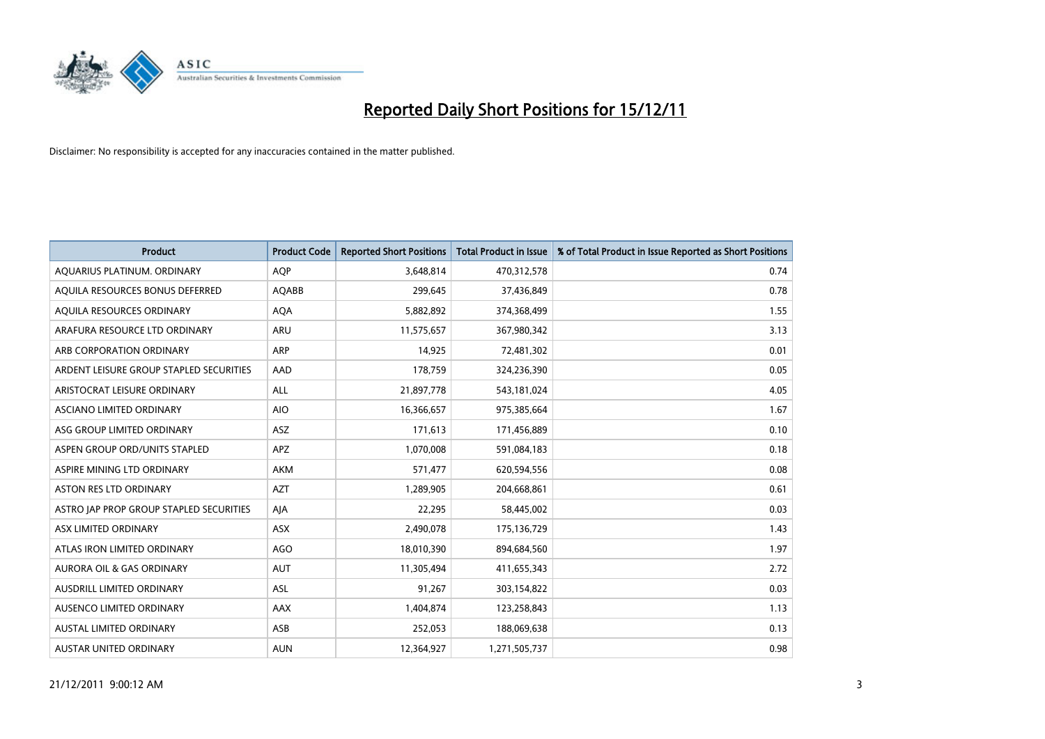# Reported Daily Short Positions for 15/12/11

Disclaimer: No responsibility is accepted for any inaccuracies contained in the matter published.

| Product | Product Code | Reported Short Positions | Total Product in Issue | % of Total Product in Issue Reported as Short Positions |
|---|---|---|---|---|
| AQUARIUS PLATINUM. ORDINARY | AQP | 3,648,814 | 470,312,578 | 0.74 |
| AQUILA RESOURCES BONUS DEFERRED | AQABB | 299,645 | 37,436,849 | 0.78 |
| AQUILA RESOURCES ORDINARY | AQA | 5,882,892 | 374,368,499 | 1.55 |
| ARAFURA RESOURCE LTD ORDINARY | ARU | 11,575,657 | 367,980,342 | 3.13 |
| ARB CORPORATION ORDINARY | ARP | 14,925 | 72,481,302 | 0.01 |
| ARDENT LEISURE GROUP STAPLED SECURITIES | AAD | 178,759 | 324,236,390 | 0.05 |
| ARISTOCRAT LEISURE ORDINARY | ALL | 21,897,778 | 543,181,024 | 4.05 |
| ASCIANO LIMITED ORDINARY | AIO | 16,366,657 | 975,385,664 | 1.67 |
| ASG GROUP LIMITED ORDINARY | ASZ | 171,613 | 171,456,889 | 0.10 |
| ASPEN GROUP ORD/UNITS STAPLED | APZ | 1,070,008 | 591,084,183 | 0.18 |
| ASPIRE MINING LTD ORDINARY | AKM | 571,477 | 620,594,556 | 0.08 |
| ASTON RES LTD ORDINARY | AZT | 1,289,905 | 204,668,861 | 0.61 |
| ASTRO JAP PROP GROUP STAPLED SECURITIES | AJA | 22,295 | 58,445,002 | 0.03 |
| ASX LIMITED ORDINARY | ASX | 2,490,078 | 175,136,729 | 1.43 |
| ATLAS IRON LIMITED ORDINARY | AGO | 18,010,390 | 894,684,560 | 1.97 |
| AURORA OIL & GAS ORDINARY | AUT | 11,305,494 | 411,655,343 | 2.72 |
| AUSDRILL LIMITED ORDINARY | ASL | 91,267 | 303,154,822 | 0.03 |
| AUSENCO LIMITED ORDINARY | AAX | 1,404,874 | 123,258,843 | 1.13 |
| AUSTAL LIMITED ORDINARY | ASB | 252,053 | 188,069,638 | 0.13 |
| AUSTAR UNITED ORDINARY | AUN | 12,364,927 | 1,271,505,737 | 0.98 |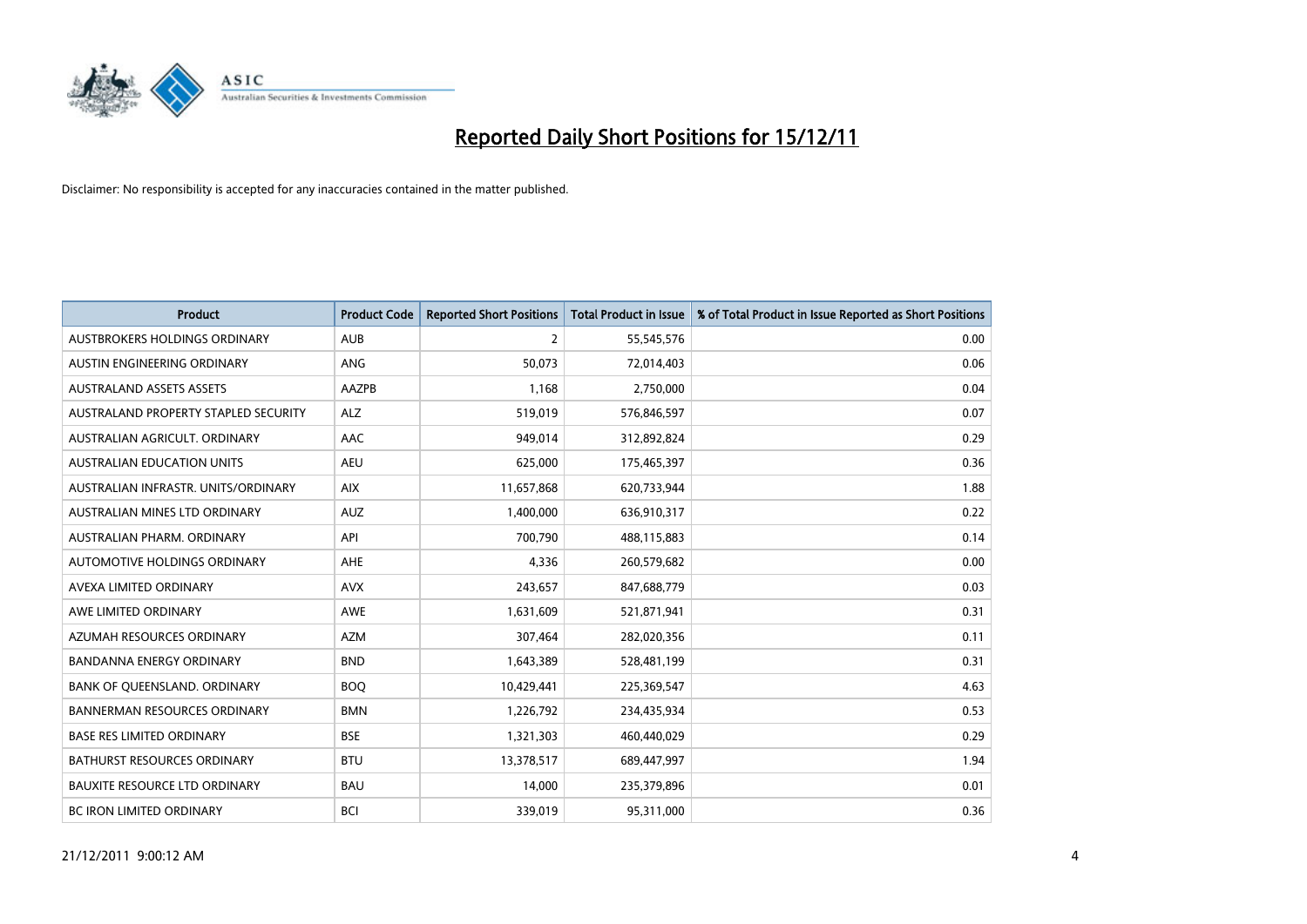# Reported Daily Short Positions for 15/12/11

Disclaimer: No responsibility is accepted for any inaccuracies contained in the matter published.

| Product | Product Code | Reported Short Positions | Total Product in Issue | % of Total Product in Issue Reported as Short Positions |
|---|---|---|---|---|
| AUSTBROKERS HOLDINGS ORDINARY | AUB | 2 | 55,545,576 | 0.00 |
| AUSTIN ENGINEERING ORDINARY | ANG | 50,073 | 72,014,403 | 0.06 |
| AUSTRALAND ASSETS ASSETS | AAZPB | 1,168 | 2,750,000 | 0.04 |
| AUSTRALAND PROPERTY STAPLED SECURITY | ALZ | 519,019 | 576,846,597 | 0.07 |
| AUSTRALIAN AGRICULT. ORDINARY | AAC | 949,014 | 312,892,824 | 0.29 |
| AUSTRALIAN EDUCATION UNITS | AEU | 625,000 | 175,465,397 | 0.36 |
| AUSTRALIAN INFRASTR. UNITS/ORDINARY | AIX | 11,657,868 | 620,733,944 | 1.88 |
| AUSTRALIAN MINES LTD ORDINARY | AUZ | 1,400,000 | 636,910,317 | 0.22 |
| AUSTRALIAN PHARM. ORDINARY | API | 700,790 | 488,115,883 | 0.14 |
| AUTOMOTIVE HOLDINGS ORDINARY | AHE | 4,336 | 260,579,682 | 0.00 |
| AVEXA LIMITED ORDINARY | AVX | 243,657 | 847,688,779 | 0.03 |
| AWE LIMITED ORDINARY | AWE | 1,631,609 | 521,871,941 | 0.31 |
| AZUMAH RESOURCES ORDINARY | AZM | 307,464 | 282,020,356 | 0.11 |
| BANDANNA ENERGY ORDINARY | BND | 1,643,389 | 528,481,199 | 0.31 |
| BANK OF QUEENSLAND. ORDINARY | BOQ | 10,429,441 | 225,369,547 | 4.63 |
| BANNERMAN RESOURCES ORDINARY | BMN | 1,226,792 | 234,435,934 | 0.53 |
| BASE RES LIMITED ORDINARY | BSE | 1,321,303 | 460,440,029 | 0.29 |
| BATHURST RESOURCES ORDINARY | BTU | 13,378,517 | 689,447,997 | 1.94 |
| BAUXITE RESOURCE LTD ORDINARY | BAU | 14,000 | 235,379,896 | 0.01 |
| BC IRON LIMITED ORDINARY | BCI | 339,019 | 95,311,000 | 0.36 |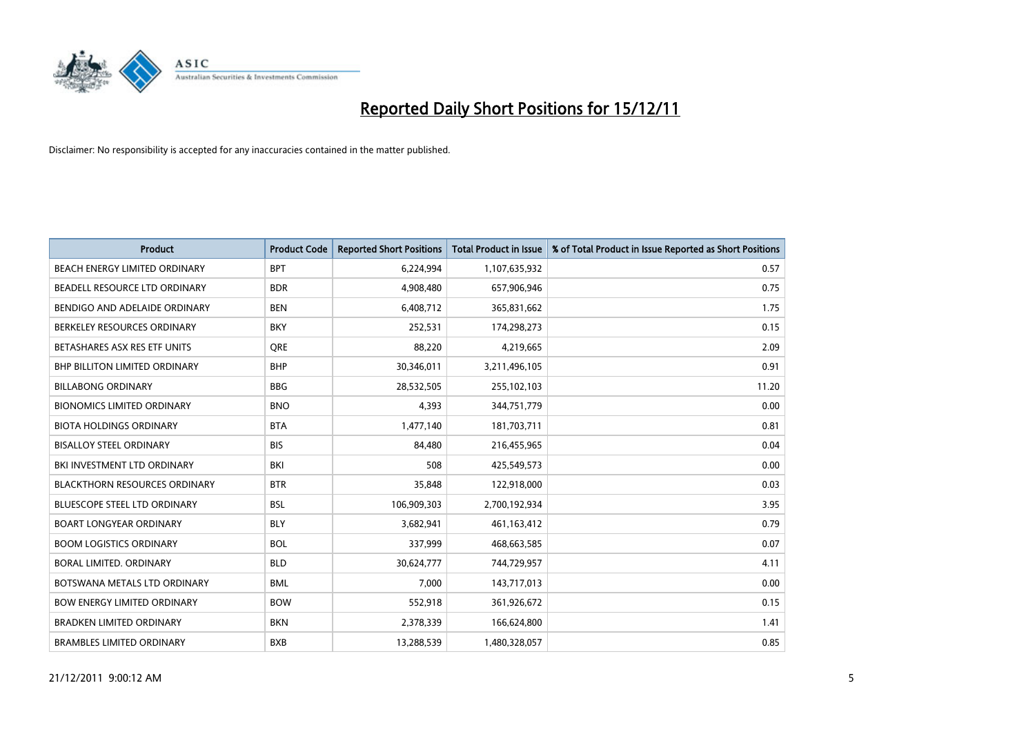# Reported Daily Short Positions for 15/12/11

Disclaimer: No responsibility is accepted for any inaccuracies contained in the matter published.

| Product | Product Code | Reported Short Positions | Total Product in Issue | % of Total Product in Issue Reported as Short Positions |
|---|---|---|---|---|
| BEACH ENERGY LIMITED ORDINARY | BPT | 6,224,994 | 1,107,635,932 | 0.57 |
| BEADELL RESOURCE LTD ORDINARY | BDR | 4,908,480 | 657,906,946 | 0.75 |
| BENDIGO AND ADELAIDE ORDINARY | BEN | 6,408,712 | 365,831,662 | 1.75 |
| BERKELEY RESOURCES ORDINARY | BKY | 252,531 | 174,298,273 | 0.15 |
| BETASHARES ASX RES ETF UNITS | QRE | 88,220 | 4,219,665 | 2.09 |
| BHP BILLITON LIMITED ORDINARY | BHP | 30,346,011 | 3,211,496,105 | 0.91 |
| BILLABONG ORDINARY | BBG | 28,532,505 | 255,102,103 | 11.20 |
| BIONOMICS LIMITED ORDINARY | BNO | 4,393 | 344,751,779 | 0.00 |
| BIOTA HOLDINGS ORDINARY | BTA | 1,477,140 | 181,703,711 | 0.81 |
| BISALLOY STEEL ORDINARY | BIS | 84,480 | 216,455,965 | 0.04 |
| BKI INVESTMENT LTD ORDINARY | BKI | 508 | 425,549,573 | 0.00 |
| BLACKTHORN RESOURCES ORDINARY | BTR | 35,848 | 122,918,000 | 0.03 |
| BLUESCOPE STEEL LTD ORDINARY | BSL | 106,909,303 | 2,700,192,934 | 3.95 |
| BOART LONGYEAR ORDINARY | BLY | 3,682,941 | 461,163,412 | 0.79 |
| BOOM LOGISTICS ORDINARY | BOL | 337,999 | 468,663,585 | 0.07 |
| BORAL LIMITED. ORDINARY | BLD | 30,624,777 | 744,729,957 | 4.11 |
| BOTSWANA METALS LTD ORDINARY | BML | 7,000 | 143,717,013 | 0.00 |
| BOW ENERGY LIMITED ORDINARY | BOW | 552,918 | 361,926,672 | 0.15 |
| BRADKEN LIMITED ORDINARY | BKN | 2,378,339 | 166,624,800 | 1.41 |
| BRAMBLES LIMITED ORDINARY | BXB | 13,288,539 | 1,480,328,057 | 0.85 |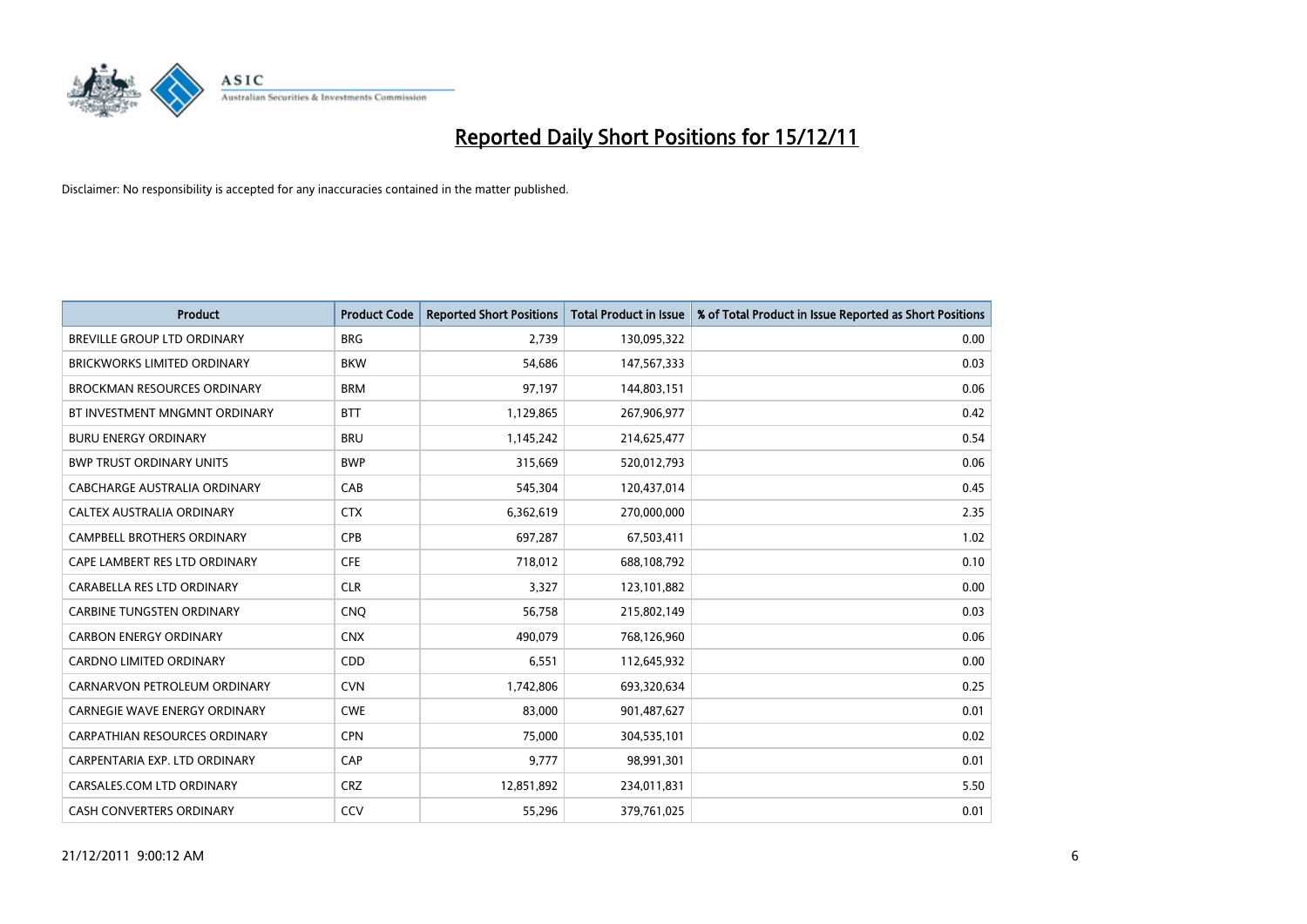# Reported Daily Short Positions for 15/12/11

Disclaimer: No responsibility is accepted for any inaccuracies contained in the matter published.

| Product | Product Code | Reported Short Positions | Total Product in Issue | % of Total Product in Issue Reported as Short Positions |
|---|---|---|---|---|
| BREVILLE GROUP LTD ORDINARY | BRG | 2,739 | 130,095,322 | 0.00 |
| BRICKWORKS LIMITED ORDINARY | BKW | 54,686 | 147,567,333 | 0.03 |
| BROCKMAN RESOURCES ORDINARY | BRM | 97,197 | 144,803,151 | 0.06 |
| BT INVESTMENT MNGMNT ORDINARY | BTT | 1,129,865 | 267,906,977 | 0.42 |
| BURU ENERGY ORDINARY | BRU | 1,145,242 | 214,625,477 | 0.54 |
| BWP TRUST ORDINARY UNITS | BWP | 315,669 | 520,012,793 | 0.06 |
| CABCHARGE AUSTRALIA ORDINARY | CAB | 545,304 | 120,437,014 | 0.45 |
| CALTEX AUSTRALIA ORDINARY | CTX | 6,362,619 | 270,000,000 | 2.35 |
| CAMPBELL BROTHERS ORDINARY | CPB | 697,287 | 67,503,411 | 1.02 |
| CAPE LAMBERT RES LTD ORDINARY | CFE | 718,012 | 688,108,792 | 0.10 |
| CARABELLA RES LTD ORDINARY | CLR | 3,327 | 123,101,882 | 0.00 |
| CARBINE TUNGSTEN ORDINARY | CNQ | 56,758 | 215,802,149 | 0.03 |
| CARBON ENERGY ORDINARY | CNX | 490,079 | 768,126,960 | 0.06 |
| CARDNO LIMITED ORDINARY | CDD | 6,551 | 112,645,932 | 0.00 |
| CARNARVON PETROLEUM ORDINARY | CVN | 1,742,806 | 693,320,634 | 0.25 |
| CARNEGIE WAVE ENERGY ORDINARY | CWE | 83,000 | 901,487,627 | 0.01 |
| CARPATHIAN RESOURCES ORDINARY | CPN | 75,000 | 304,535,101 | 0.02 |
| CARPENTARIA EXP. LTD ORDINARY | CAP | 9,777 | 98,991,301 | 0.01 |
| CARSALES.COM LTD ORDINARY | CRZ | 12,851,892 | 234,011,831 | 5.50 |
| CASH CONVERTERS ORDINARY | CCV | 55,296 | 379,761,025 | 0.01 |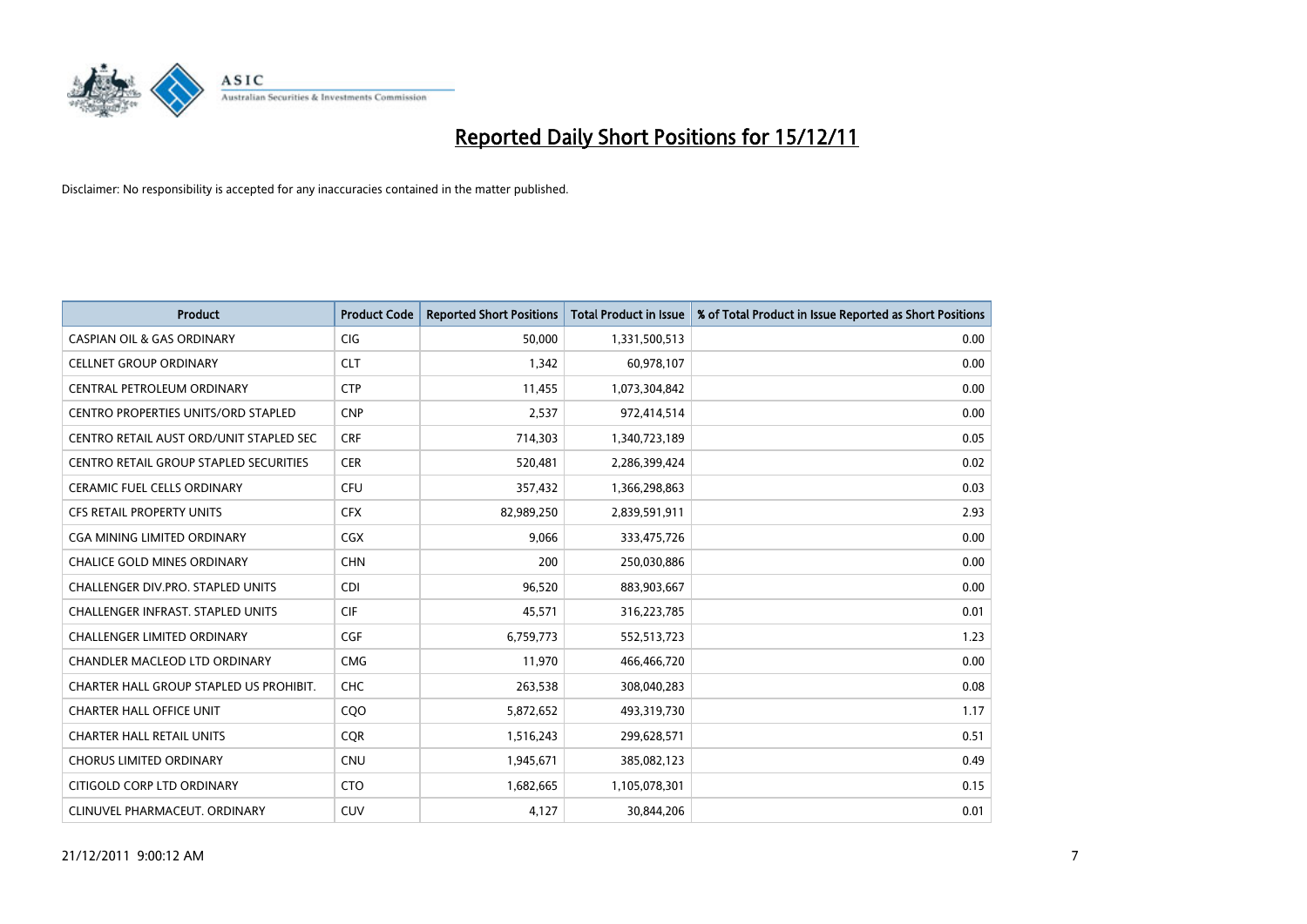# Reported Daily Short Positions for 15/12/11

Disclaimer: No responsibility is accepted for any inaccuracies contained in the matter published.

| Product | Product Code | Reported Short Positions | Total Product in Issue | % of Total Product in Issue Reported as Short Positions |
|---|---|---|---|---|
| CASPIAN OIL & GAS ORDINARY | CIG | 50,000 | 1,331,500,513 | 0.00 |
| CELLNET GROUP ORDINARY | CLT | 1,342 | 60,978,107 | 0.00 |
| CENTRAL PETROLEUM ORDINARY | CTP | 11,455 | 1,073,304,842 | 0.00 |
| CENTRO PROPERTIES UNITS/ORD STAPLED | CNP | 2,537 | 972,414,514 | 0.00 |
| CENTRO RETAIL AUST ORD/UNIT STAPLED SEC | CRF | 714,303 | 1,340,723,189 | 0.05 |
| CENTRO RETAIL GROUP STAPLED SECURITIES | CER | 520,481 | 2,286,399,424 | 0.02 |
| CERAMIC FUEL CELLS ORDINARY | CFU | 357,432 | 1,366,298,863 | 0.03 |
| CFS RETAIL PROPERTY UNITS | CFX | 82,989,250 | 2,839,591,911 | 2.93 |
| CGA MINING LIMITED ORDINARY | CGX | 9,066 | 333,475,726 | 0.00 |
| CHALICE GOLD MINES ORDINARY | CHN | 200 | 250,030,886 | 0.00 |
| CHALLENGER DIV.PRO. STAPLED UNITS | CDI | 96,520 | 883,903,667 | 0.00 |
| CHALLENGER INFRAST. STAPLED UNITS | CIF | 45,571 | 316,223,785 | 0.01 |
| CHALLENGER LIMITED ORDINARY | CGF | 6,759,773 | 552,513,723 | 1.23 |
| CHANDLER MACLEOD LTD ORDINARY | CMG | 11,970 | 466,466,720 | 0.00 |
| CHARTER HALL GROUP STAPLED US PROHIBIT. | CHC | 263,538 | 308,040,283 | 0.08 |
| CHARTER HALL OFFICE UNIT | CQO | 5,872,652 | 493,319,730 | 1.17 |
| CHARTER HALL RETAIL UNITS | CQR | 1,516,243 | 299,628,571 | 0.51 |
| CHORUS LIMITED ORDINARY | CNU | 1,945,671 | 385,082,123 | 0.49 |
| CITIGOLD CORP LTD ORDINARY | CTO | 1,682,665 | 1,105,078,301 | 0.15 |
| CLINUVEL PHARMACEUT. ORDINARY | CUV | 4,127 | 30,844,206 | 0.01 |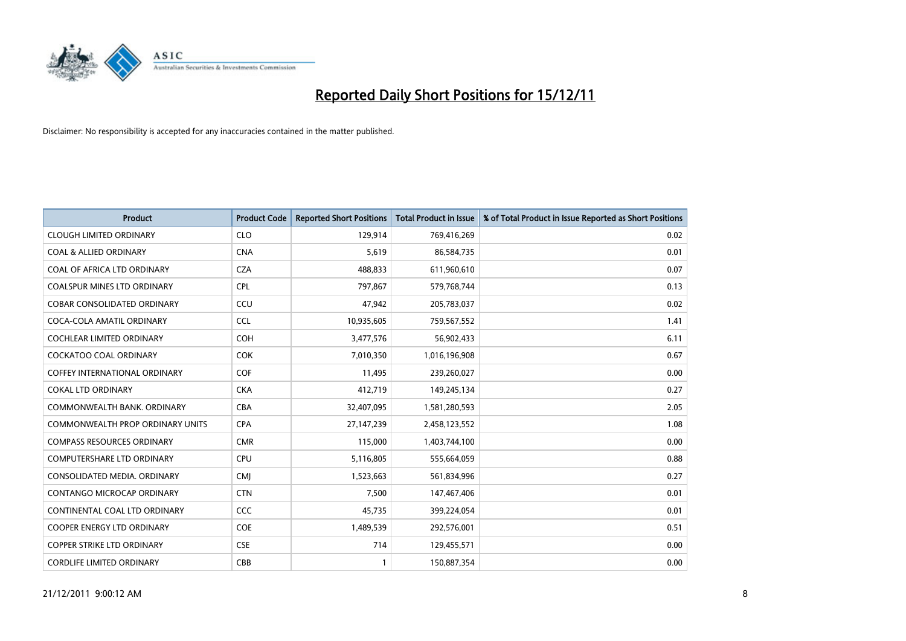# Reported Daily Short Positions for 15/12/11

Disclaimer: No responsibility is accepted for any inaccuracies contained in the matter published.

| Product | Product Code | Reported Short Positions | Total Product in Issue | % of Total Product in Issue Reported as Short Positions |
|---|---|---|---|---|
| CLOUGH LIMITED ORDINARY | CLO | 129,914 | 769,416,269 | 0.02 |
| COAL & ALLIED ORDINARY | CNA | 5,619 | 86,584,735 | 0.01 |
| COAL OF AFRICA LTD ORDINARY | CZA | 488,833 | 611,960,610 | 0.07 |
| COALSPUR MINES LTD ORDINARY | CPL | 797,867 | 579,768,744 | 0.13 |
| COBAR CONSOLIDATED ORDINARY | CCU | 47,942 | 205,783,037 | 0.02 |
| COCA-COLA AMATIL ORDINARY | CCL | 10,935,605 | 759,567,552 | 1.41 |
| COCHLEAR LIMITED ORDINARY | COH | 3,477,576 | 56,902,433 | 6.11 |
| COCKATOO COAL ORDINARY | COK | 7,010,350 | 1,016,196,908 | 0.67 |
| COFFEY INTERNATIONAL ORDINARY | COF | 11,495 | 239,260,027 | 0.00 |
| COKAL LTD ORDINARY | CKA | 412,719 | 149,245,134 | 0.27 |
| COMMONWEALTH BANK. ORDINARY | CBA | 32,407,095 | 1,581,280,593 | 2.05 |
| COMMONWEALTH PROP ORDINARY UNITS | CPA | 27,147,239 | 2,458,123,552 | 1.08 |
| COMPASS RESOURCES ORDINARY | CMR | 115,000 | 1,403,744,100 | 0.00 |
| COMPUTERSHARE LTD ORDINARY | CPU | 5,116,805 | 555,664,059 | 0.88 |
| CONSOLIDATED MEDIA. ORDINARY | CMJ | 1,523,663 | 561,834,996 | 0.27 |
| CONTANGO MICROCAP ORDINARY | CTN | 7,500 | 147,467,406 | 0.01 |
| CONTINENTAL COAL LTD ORDINARY | CCC | 45,735 | 399,224,054 | 0.01 |
| COOPER ENERGY LTD ORDINARY | COE | 1,489,539 | 292,576,001 | 0.51 |
| COPPER STRIKE LTD ORDINARY | CSE | 714 | 129,455,571 | 0.00 |
| CORDLIFE LIMITED ORDINARY | CBB | 1 | 150,887,354 | 0.00 |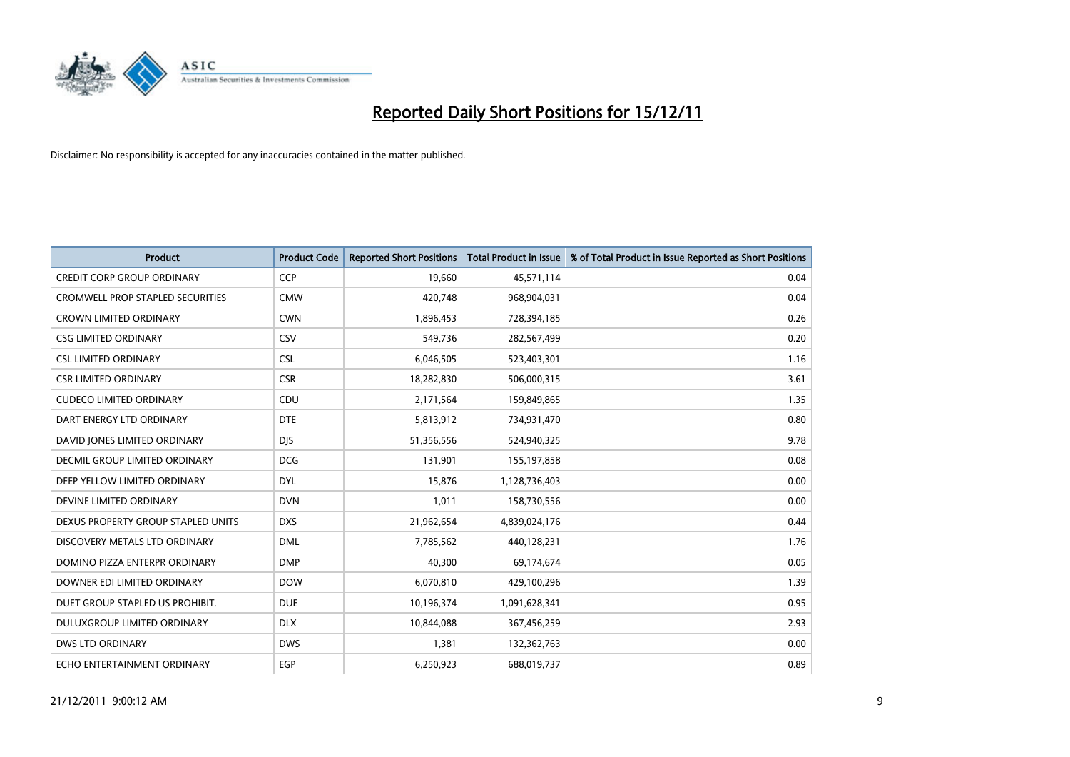# Reported Daily Short Positions for 15/12/11

Disclaimer: No responsibility is accepted for any inaccuracies contained in the matter published.

| Product | Product Code | Reported Short Positions | Total Product in Issue | % of Total Product in Issue Reported as Short Positions |
|---|---|---|---|---|
| CREDIT CORP GROUP ORDINARY | CCP | 19,660 | 45,571,114 | 0.04 |
| CROMWELL PROP STAPLED SECURITIES | CMW | 420,748 | 968,904,031 | 0.04 |
| CROWN LIMITED ORDINARY | CWN | 1,896,453 | 728,394,185 | 0.26 |
| CSG LIMITED ORDINARY | CSV | 549,736 | 282,567,499 | 0.20 |
| CSL LIMITED ORDINARY | CSL | 6,046,505 | 523,403,301 | 1.16 |
| CSR LIMITED ORDINARY | CSR | 18,282,830 | 506,000,315 | 3.61 |
| CUDECO LIMITED ORDINARY | CDU | 2,171,564 | 159,849,865 | 1.35 |
| DART ENERGY LTD ORDINARY | DTE | 5,813,912 | 734,931,470 | 0.80 |
| DAVID JONES LIMITED ORDINARY | DJS | 51,356,556 | 524,940,325 | 9.78 |
| DECMIL GROUP LIMITED ORDINARY | DCG | 131,901 | 155,197,858 | 0.08 |
| DEEP YELLOW LIMITED ORDINARY | DYL | 15,876 | 1,128,736,403 | 0.00 |
| DEVINE LIMITED ORDINARY | DVN | 1,011 | 158,730,556 | 0.00 |
| DEXUS PROPERTY GROUP STAPLED UNITS | DXS | 21,962,654 | 4,839,024,176 | 0.44 |
| DISCOVERY METALS LTD ORDINARY | DML | 7,785,562 | 440,128,231 | 1.76 |
| DOMINO PIZZA ENTERPR ORDINARY | DMP | 40,300 | 69,174,674 | 0.05 |
| DOWNER EDI LIMITED ORDINARY | DOW | 6,070,810 | 429,100,296 | 1.39 |
| DUET GROUP STAPLED US PROHIBIT. | DUE | 10,196,374 | 1,091,628,341 | 0.95 |
| DULUXGROUP LIMITED ORDINARY | DLX | 10,844,088 | 367,456,259 | 2.93 |
| DWS LTD ORDINARY | DWS | 1,381 | 132,362,763 | 0.00 |
| ECHO ENTERTAINMENT ORDINARY | EGP | 6,250,923 | 688,019,737 | 0.89 |

21/12/2011 9:00:12 AM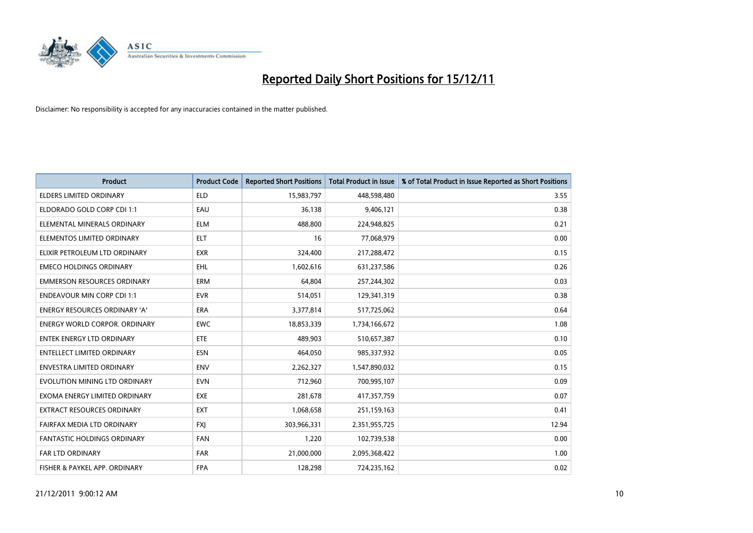# Reported Daily Short Positions for 15/12/11

Disclaimer: No responsibility is accepted for any inaccuracies contained in the matter published.

| Product | Product Code | Reported Short Positions | Total Product in Issue | % of Total Product in Issue Reported as Short Positions |
|---|---|---|---|---|
| ELDERS LIMITED ORDINARY | ELD | 15,983,797 | 448,598,480 | 3.55 |
| ELDORADO GOLD CORP CDI 1:1 | EAU | 36,138 | 9,406,121 | 0.38 |
| ELEMENTAL MINERALS ORDINARY | ELM | 488,800 | 224,948,825 | 0.21 |
| ELEMENTOS LIMITED ORDINARY | ELT | 16 | 77,068,979 | 0.00 |
| ELIXIR PETROLEUM LTD ORDINARY | EXR | 324,400 | 217,288,472 | 0.15 |
| EMECO HOLDINGS ORDINARY | EHL | 1,602,616 | 631,237,586 | 0.26 |
| EMMERSON RESOURCES ORDINARY | ERM | 64,804 | 257,244,302 | 0.03 |
| ENDEAVOUR MIN CORP CDI 1:1 | EVR | 514,051 | 129,341,319 | 0.38 |
| ENERGY RESOURCES ORDINARY 'A' | ERA | 3,377,814 | 517,725,062 | 0.64 |
| ENERGY WORLD CORPOR. ORDINARY | EWC | 18,853,339 | 1,734,166,672 | 1.08 |
| ENTEK ENERGY LTD ORDINARY | ETE | 489,903 | 510,657,387 | 0.10 |
| ENTELLECT LIMITED ORDINARY | ESN | 464,050 | 985,337,932 | 0.05 |
| ENVESTRA LIMITED ORDINARY | ENV | 2,262,327 | 1,547,890,032 | 0.15 |
| EVOLUTION MINING LTD ORDINARY | EVN | 712,960 | 700,995,107 | 0.09 |
| EXOMA ENERGY LIMITED ORDINARY | EXE | 281,678 | 417,357,759 | 0.07 |
| EXTRACT RESOURCES ORDINARY | EXT | 1,068,658 | 251,159,163 | 0.41 |
| FAIRFAX MEDIA LTD ORDINARY | FXJ | 303,966,331 | 2,351,955,725 | 12.94 |
| FANTASTIC HOLDINGS ORDINARY | FAN | 1,220 | 102,739,538 | 0.00 |
| FAR LTD ORDINARY | FAR | 21,000,000 | 2,095,368,422 | 1.00 |
| FISHER & PAYKEL APP. ORDINARY | FPA | 128,298 | 724,235,162 | 0.02 |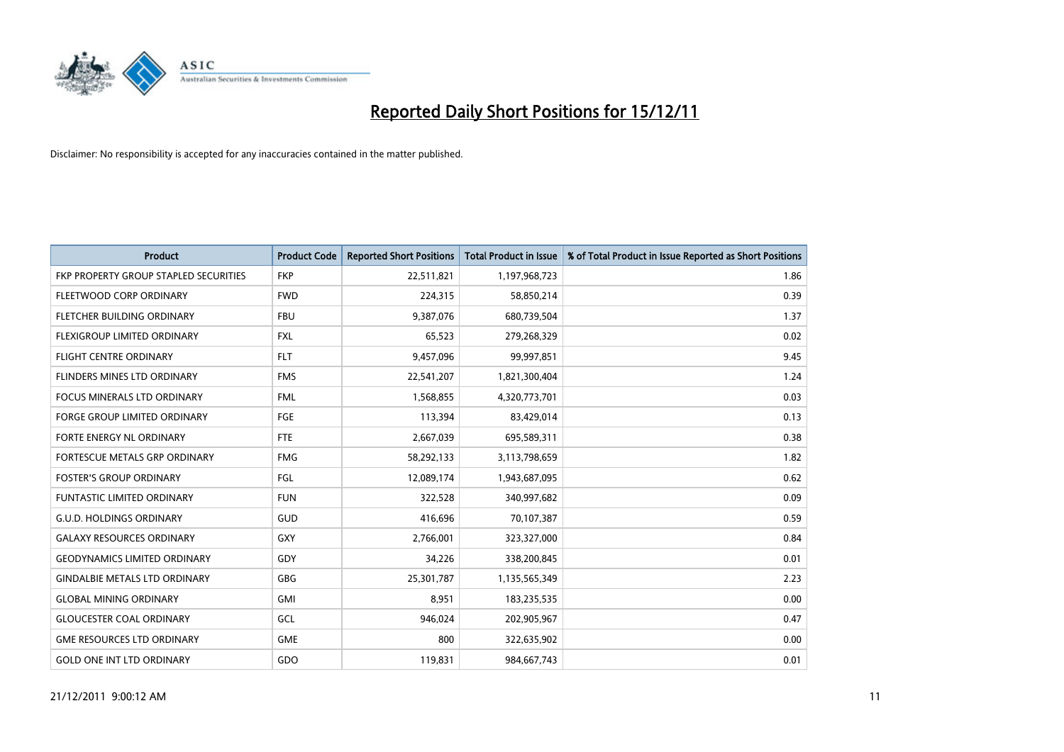# Reported Daily Short Positions for 15/12/11

Disclaimer: No responsibility is accepted for any inaccuracies contained in the matter published.

| Product | Product Code | Reported Short Positions | Total Product in Issue | % of Total Product in Issue Reported as Short Positions |
| --- | --- | --- | --- | --- |
| FKP PROPERTY GROUP STAPLED SECURITIES | FKP | 22,511,821 | 1,197,968,723 | 1.86 |
| FLEETWOOD CORP ORDINARY | FWD | 224,315 | 58,850,214 | 0.39 |
| FLETCHER BUILDING ORDINARY | FBU | 9,387,076 | 680,739,504 | 1.37 |
| FLEXIGROUP LIMITED ORDINARY | FXL | 65,523 | 279,268,329 | 0.02 |
| FLIGHT CENTRE ORDINARY | FLT | 9,457,096 | 99,997,851 | 9.45 |
| FLINDERS MINES LTD ORDINARY | FMS | 22,541,207 | 1,821,300,404 | 1.24 |
| FOCUS MINERALS LTD ORDINARY | FML | 1,568,855 | 4,320,773,701 | 0.03 |
| FORGE GROUP LIMITED ORDINARY | FGE | 113,394 | 83,429,014 | 0.13 |
| FORTE ENERGY NL ORDINARY | FTE | 2,667,039 | 695,589,311 | 0.38 |
| FORTESCUE METALS GRP ORDINARY | FMG | 58,292,133 | 3,113,798,659 | 1.82 |
| FOSTER'S GROUP ORDINARY | FGL | 12,089,174 | 1,943,687,095 | 0.62 |
| FUNTASTIC LIMITED ORDINARY | FUN | 322,528 | 340,997,682 | 0.09 |
| G.U.D. HOLDINGS ORDINARY | GUD | 416,696 | 70,107,387 | 0.59 |
| GALAXY RESOURCES ORDINARY | GXY | 2,766,001 | 323,327,000 | 0.84 |
| GEODYNAMICS LIMITED ORDINARY | GDY | 34,226 | 338,200,845 | 0.01 |
| GINDALBIE METALS LTD ORDINARY | GBG | 25,301,787 | 1,135,565,349 | 2.23 |
| GLOBAL MINING ORDINARY | GMI | 8,951 | 183,235,535 | 0.00 |
| GLOUCESTER COAL ORDINARY | GCL | 946,024 | 202,905,967 | 0.47 |
| GME RESOURCES LTD ORDINARY | GME | 800 | 322,635,902 | 0.00 |
| GOLD ONE INT LTD ORDINARY | GDO | 119,831 | 984,667,743 | 0.01 |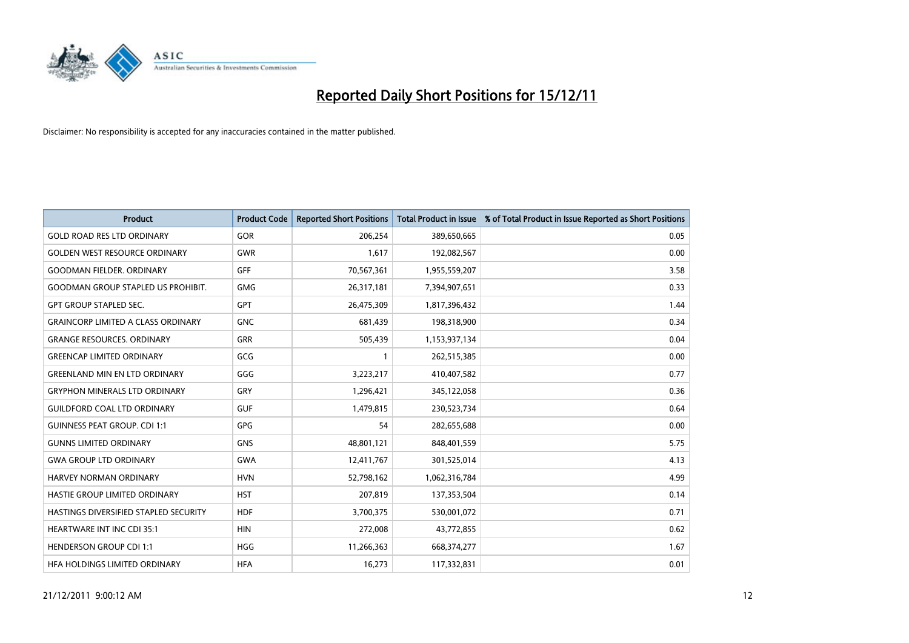# Reported Daily Short Positions for 15/12/11

Disclaimer: No responsibility is accepted for any inaccuracies contained in the matter published.

| Product | Product Code | Reported Short Positions | Total Product in Issue | % of Total Product in Issue Reported as Short Positions |
|---|---|---|---|---|
| GOLD ROAD RES LTD ORDINARY | GOR | 206,254 | 389,650,665 | 0.05 |
| GOLDEN WEST RESOURCE ORDINARY | GWR | 1,617 | 192,082,567 | 0.00 |
| GOODMAN FIELDER. ORDINARY | GFF | 70,567,361 | 1,955,559,207 | 3.58 |
| GOODMAN GROUP STAPLED US PROHIBIT. | GMG | 26,317,181 | 7,394,907,651 | 0.33 |
| GPT GROUP STAPLED SEC. | GPT | 26,475,309 | 1,817,396,432 | 1.44 |
| GRAINCORP LIMITED A CLASS ORDINARY | GNC | 681,439 | 198,318,900 | 0.34 |
| GRANGE RESOURCES. ORDINARY | GRR | 505,439 | 1,153,937,134 | 0.04 |
| GREENCAP LIMITED ORDINARY | GCG | 1 | 262,515,385 | 0.00 |
| GREENLAND MIN EN LTD ORDINARY | GGG | 3,223,217 | 410,407,582 | 0.77 |
| GRYPHON MINERALS LTD ORDINARY | GRY | 1,296,421 | 345,122,058 | 0.36 |
| GUILDFORD COAL LTD ORDINARY | GUF | 1,479,815 | 230,523,734 | 0.64 |
| GUINNESS PEAT GROUP. CDI 1:1 | GPG | 54 | 282,655,688 | 0.00 |
| GUNNS LIMITED ORDINARY | GNS | 48,801,121 | 848,401,559 | 5.75 |
| GWA GROUP LTD ORDINARY | GWA | 12,411,767 | 301,525,014 | 4.13 |
| HARVEY NORMAN ORDINARY | HVN | 52,798,162 | 1,062,316,784 | 4.99 |
| HASTIE GROUP LIMITED ORDINARY | HST | 207,819 | 137,353,504 | 0.14 |
| HASTINGS DIVERSIFIED STAPLED SECURITY | HDF | 3,700,375 | 530,001,072 | 0.71 |
| HEARTWARE INT INC CDI 35:1 | HIN | 272,008 | 43,772,855 | 0.62 |
| HENDERSON GROUP CDI 1:1 | HGG | 11,266,363 | 668,374,277 | 1.67 |
| HFA HOLDINGS LIMITED ORDINARY | HFA | 16,273 | 117,332,831 | 0.01 |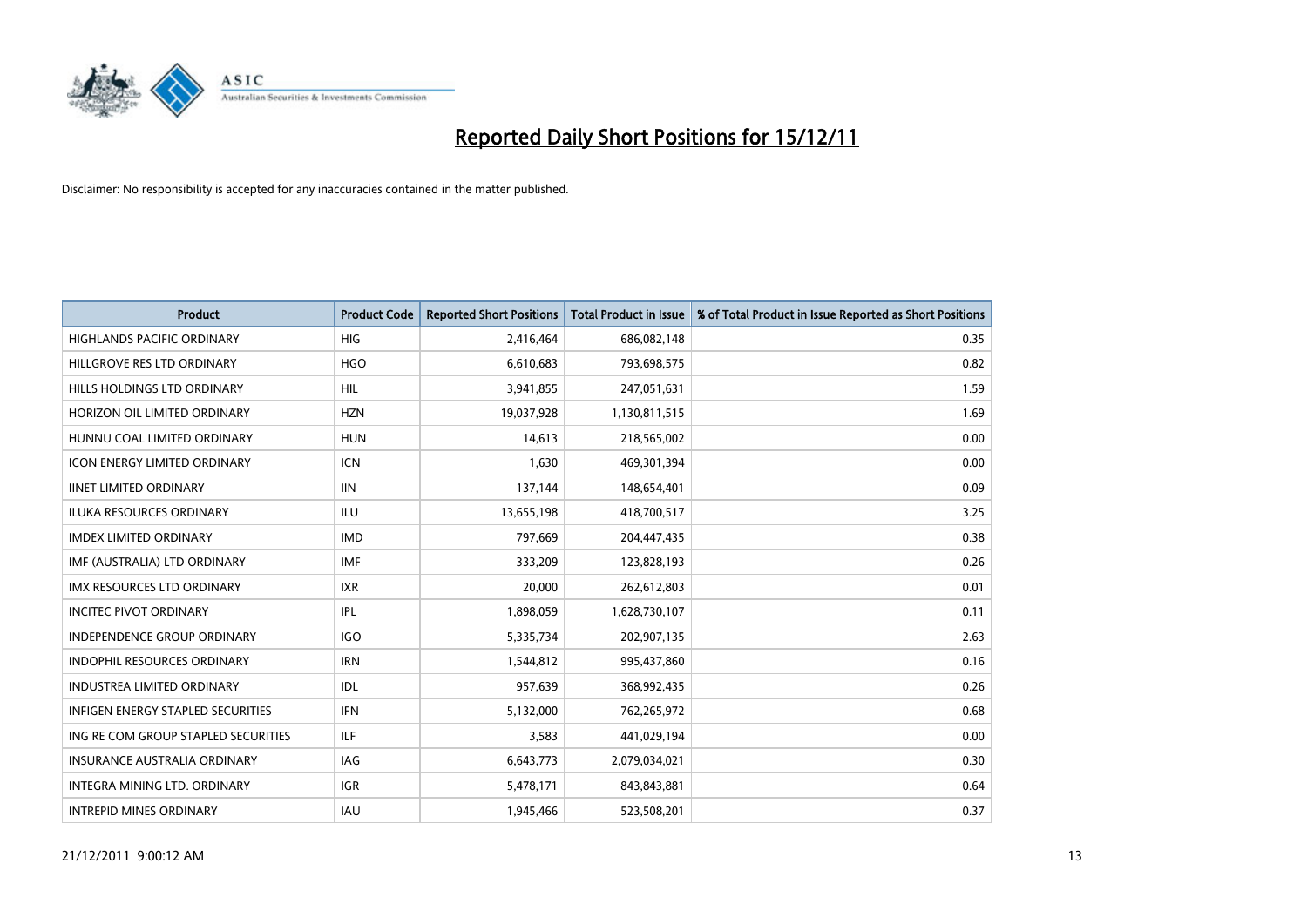# Reported Daily Short Positions for 15/12/11

Disclaimer: No responsibility is accepted for any inaccuracies contained in the matter published.

| Product | Product Code | Reported Short Positions | Total Product in Issue | % of Total Product in Issue Reported as Short Positions |
|---|---|---|---|---|
| HIGHLANDS PACIFIC ORDINARY | HIG | 2,416,464 | 686,082,148 | 0.35 |
| HILLGROVE RES LTD ORDINARY | HGO | 6,610,683 | 793,698,575 | 0.82 |
| HILLS HOLDINGS LTD ORDINARY | HIL | 3,941,855 | 247,051,631 | 1.59 |
| HORIZON OIL LIMITED ORDINARY | HZN | 19,037,928 | 1,130,811,515 | 1.69 |
| HUNNU COAL LIMITED ORDINARY | HUN | 14,613 | 218,565,002 | 0.00 |
| ICON ENERGY LIMITED ORDINARY | ICN | 1,630 | 469,301,394 | 0.00 |
| IINET LIMITED ORDINARY | IIN | 137,144 | 148,654,401 | 0.09 |
| ILUKA RESOURCES ORDINARY | ILU | 13,655,198 | 418,700,517 | 3.25 |
| IMDEX LIMITED ORDINARY | IMD | 797,669 | 204,447,435 | 0.38 |
| IMF (AUSTRALIA) LTD ORDINARY | IMF | 333,209 | 123,828,193 | 0.26 |
| IMX RESOURCES LTD ORDINARY | IXR | 20,000 | 262,612,803 | 0.01 |
| INCITEC PIVOT ORDINARY | IPL | 1,898,059 | 1,628,730,107 | 0.11 |
| INDEPENDENCE GROUP ORDINARY | IGO | 5,335,734 | 202,907,135 | 2.63 |
| INDOPHIL RESOURCES ORDINARY | IRN | 1,544,812 | 995,437,860 | 0.16 |
| INDUSTREA LIMITED ORDINARY | IDL | 957,639 | 368,992,435 | 0.26 |
| INFIGEN ENERGY STAPLED SECURITIES | IFN | 5,132,000 | 762,265,972 | 0.68 |
| ING RE COM GROUP STAPLED SECURITIES | ILF | 3,583 | 441,029,194 | 0.00 |
| INSURANCE AUSTRALIA ORDINARY | IAG | 6,643,773 | 2,079,034,021 | 0.30 |
| INTEGRA MINING LTD. ORDINARY | IGR | 5,478,171 | 843,843,881 | 0.64 |
| INTREPID MINES ORDINARY | IAU | 1,945,466 | 523,508,201 | 0.37 |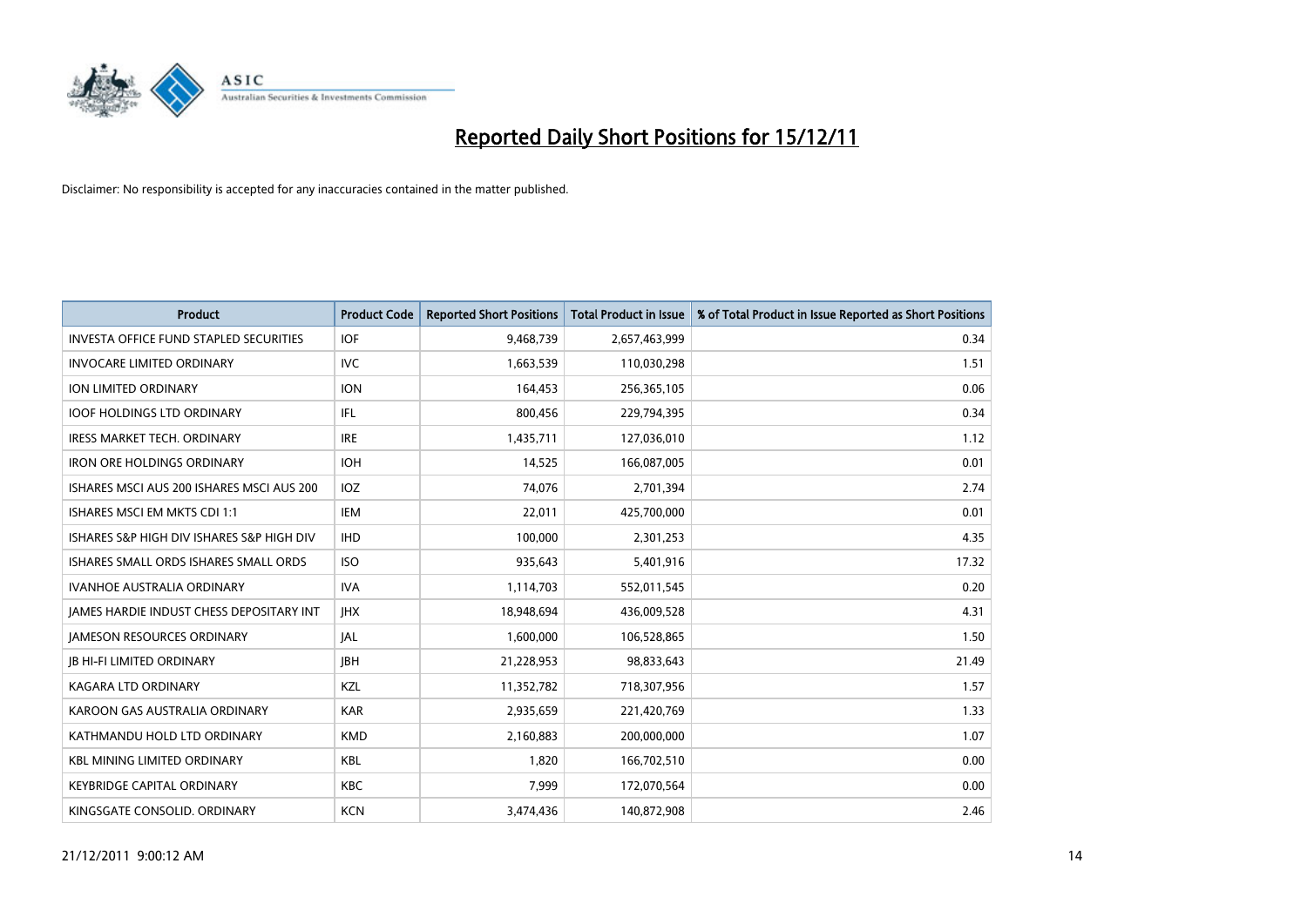# Reported Daily Short Positions for 15/12/11

Disclaimer: No responsibility is accepted for any inaccuracies contained in the matter published.

| Product | Product Code | Reported Short Positions | Total Product in Issue | % of Total Product in Issue Reported as Short Positions |
|---|---|---|---|---|
| INVESTA OFFICE FUND STAPLED SECURITIES | IOF | 9,468,739 | 2,657,463,999 | 0.34 |
| INVOCARE LIMITED ORDINARY | IVC | 1,663,539 | 110,030,298 | 1.51 |
| ION LIMITED ORDINARY | ION | 164,453 | 256,365,105 | 0.06 |
| IOOF HOLDINGS LTD ORDINARY | IFL | 800,456 | 229,794,395 | 0.34 |
| IRESS MARKET TECH. ORDINARY | IRE | 1,435,711 | 127,036,010 | 1.12 |
| IRON ORE HOLDINGS ORDINARY | IOH | 14,525 | 166,087,005 | 0.01 |
| ISHARES MSCI AUS 200 ISHARES MSCI AUS 200 | IOZ | 74,076 | 2,701,394 | 2.74 |
| ISHARES MSCI EM MKTS CDI 1:1 | IEM | 22,011 | 425,700,000 | 0.01 |
| ISHARES S&P HIGH DIV ISHARES S&P HIGH DIV | IHD | 100,000 | 2,301,253 | 4.35 |
| ISHARES SMALL ORDS ISHARES SMALL ORDS | ISO | 935,643 | 5,401,916 | 17.32 |
| IVANHOE AUSTRALIA ORDINARY | IVA | 1,114,703 | 552,011,545 | 0.20 |
| JAMES HARDIE INDUST CHESS DEPOSITARY INT | JHX | 18,948,694 | 436,009,528 | 4.31 |
| JAMESON RESOURCES ORDINARY | JAL | 1,600,000 | 106,528,865 | 1.50 |
| JB HI-FI LIMITED ORDINARY | JBH | 21,228,953 | 98,833,643 | 21.49 |
| KAGARA LTD ORDINARY | KZL | 11,352,782 | 718,307,956 | 1.57 |
| KAROON GAS AUSTRALIA ORDINARY | KAR | 2,935,659 | 221,420,769 | 1.33 |
| KATHMANDU HOLD LTD ORDINARY | KMD | 2,160,883 | 200,000,000 | 1.07 |
| KBL MINING LIMITED ORDINARY | KBL | 1,820 | 166,702,510 | 0.00 |
| KEYBRIDGE CAPITAL ORDINARY | KBC | 7,999 | 172,070,564 | 0.00 |
| KINGSGATE CONSOLID. ORDINARY | KCN | 3,474,436 | 140,872,908 | 2.46 |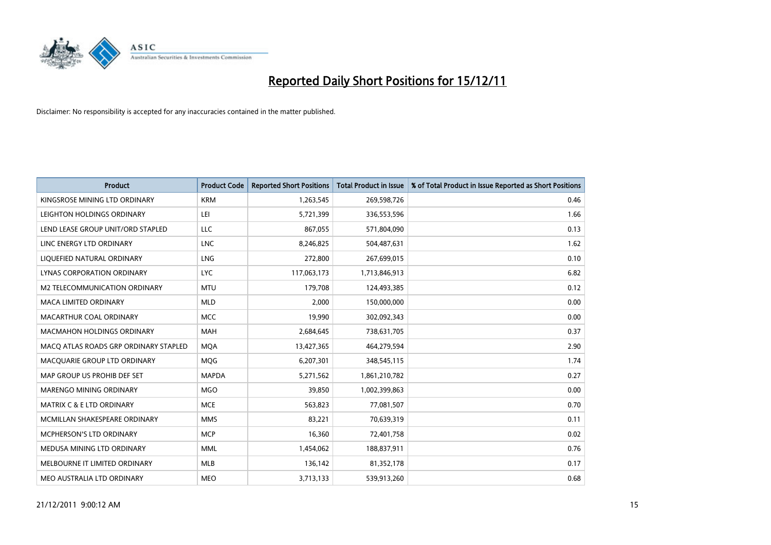# Reported Daily Short Positions for 15/12/11

Disclaimer: No responsibility is accepted for any inaccuracies contained in the matter published.

| Product | Product Code | Reported Short Positions | Total Product in Issue | % of Total Product in Issue Reported as Short Positions |
|---|---|---|---|---|
| KINGSROSE MINING LTD ORDINARY | KRM | 1,263,545 | 269,598,726 | 0.46 |
| LEIGHTON HOLDINGS ORDINARY | LEI | 5,721,399 | 336,553,596 | 1.66 |
| LEND LEASE GROUP UNIT/ORD STAPLED | LLC | 867,055 | 571,804,090 | 0.13 |
| LINC ENERGY LTD ORDINARY | LNC | 8,246,825 | 504,487,631 | 1.62 |
| LIQUEFIED NATURAL ORDINARY | LNG | 272,800 | 267,699,015 | 0.10 |
| LYNAS CORPORATION ORDINARY | LYC | 117,063,173 | 1,713,846,913 | 6.82 |
| M2 TELECOMMUNICATION ORDINARY | MTU | 179,708 | 124,493,385 | 0.12 |
| MACA LIMITED ORDINARY | MLD | 2,000 | 150,000,000 | 0.00 |
| MACARTHUR COAL ORDINARY | MCC | 19,990 | 302,092,343 | 0.00 |
| MACMAHON HOLDINGS ORDINARY | MAH | 2,684,645 | 738,631,705 | 0.37 |
| MACQ ATLAS ROADS GRP ORDINARY STAPLED | MQA | 13,427,365 | 464,279,594 | 2.90 |
| MACQUARIE GROUP LTD ORDINARY | MQG | 6,207,301 | 348,545,115 | 1.74 |
| MAP GROUP US PROHIB DEF SET | MAPDA | 5,271,562 | 1,861,210,782 | 0.27 |
| MARENGO MINING ORDINARY | MGO | 39,850 | 1,002,399,863 | 0.00 |
| MATRIX C & E LTD ORDINARY | MCE | 563,823 | 77,081,507 | 0.70 |
| MCMILLAN SHAKESPEARE ORDINARY | MMS | 83,221 | 70,639,319 | 0.11 |
| MCPHERSON'S LTD ORDINARY | MCP | 16,360 | 72,401,758 | 0.02 |
| MEDUSA MINING LTD ORDINARY | MML | 1,454,062 | 188,837,911 | 0.76 |
| MELBOURNE IT LIMITED ORDINARY | MLB | 136,142 | 81,352,178 | 0.17 |
| MEO AUSTRALIA LTD ORDINARY | MEO | 3,713,133 | 539,913,260 | 0.68 |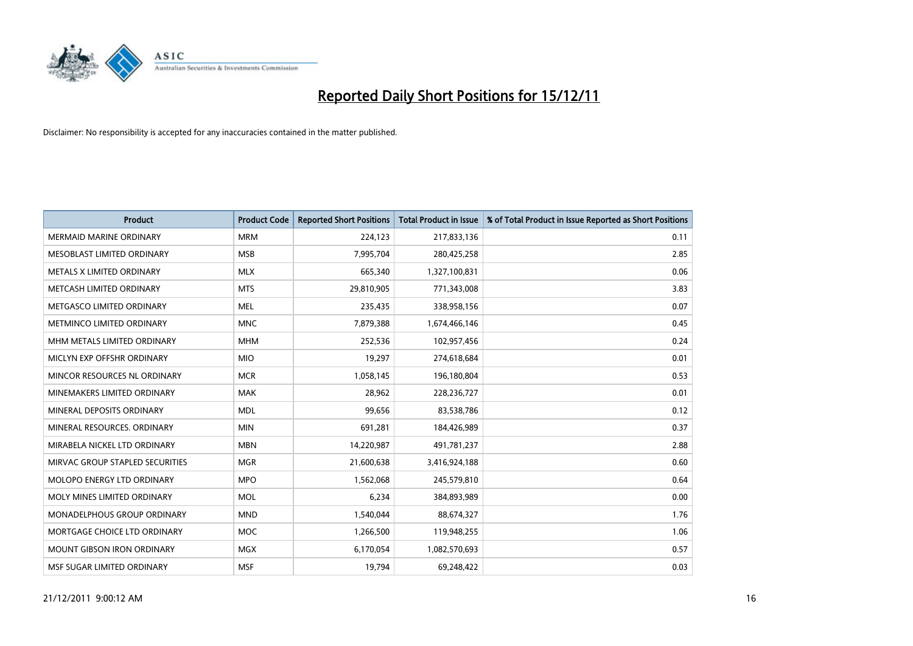# Reported Daily Short Positions for 15/12/11

Disclaimer: No responsibility is accepted for any inaccuracies contained in the matter published.

| Product | Product Code | Reported Short Positions | Total Product in Issue | % of Total Product in Issue Reported as Short Positions |
|---|---|---|---|---|
| MERMAID MARINE ORDINARY | MRM | 224,123 | 217,833,136 | 0.11 |
| MESOBLAST LIMITED ORDINARY | MSB | 7,995,704 | 280,425,258 | 2.85 |
| METALS X LIMITED ORDINARY | MLX | 665,340 | 1,327,100,831 | 0.06 |
| METCASH LIMITED ORDINARY | MTS | 29,810,905 | 771,343,008 | 3.83 |
| METGASCO LIMITED ORDINARY | MEL | 235,435 | 338,958,156 | 0.07 |
| METMINCO LIMITED ORDINARY | MNC | 7,879,388 | 1,674,466,146 | 0.45 |
| MHM METALS LIMITED ORDINARY | MHM | 252,536 | 102,957,456 | 0.24 |
| MICLYN EXP OFFSHR ORDINARY | MIO | 19,297 | 274,618,684 | 0.01 |
| MINCOR RESOURCES NL ORDINARY | MCR | 1,058,145 | 196,180,804 | 0.53 |
| MINEMAKERS LIMITED ORDINARY | MAK | 28,962 | 228,236,727 | 0.01 |
| MINERAL DEPOSITS ORDINARY | MDL | 99,656 | 83,538,786 | 0.12 |
| MINERAL RESOURCES. ORDINARY | MIN | 691,281 | 184,426,989 | 0.37 |
| MIRABELA NICKEL LTD ORDINARY | MBN | 14,220,987 | 491,781,237 | 2.88 |
| MIRVAC GROUP STAPLED SECURITIES | MGR | 21,600,638 | 3,416,924,188 | 0.60 |
| MOLOPO ENERGY LTD ORDINARY | MPO | 1,562,068 | 245,579,810 | 0.64 |
| MOLY MINES LIMITED ORDINARY | MOL | 6,234 | 384,893,989 | 0.00 |
| MONADELPHOUS GROUP ORDINARY | MND | 1,540,044 | 88,674,327 | 1.76 |
| MORTGAGE CHOICE LTD ORDINARY | MOC | 1,266,500 | 119,948,255 | 1.06 |
| MOUNT GIBSON IRON ORDINARY | MGX | 6,170,054 | 1,082,570,693 | 0.57 |
| MSF SUGAR LIMITED ORDINARY | MSF | 19,794 | 69,248,422 | 0.03 |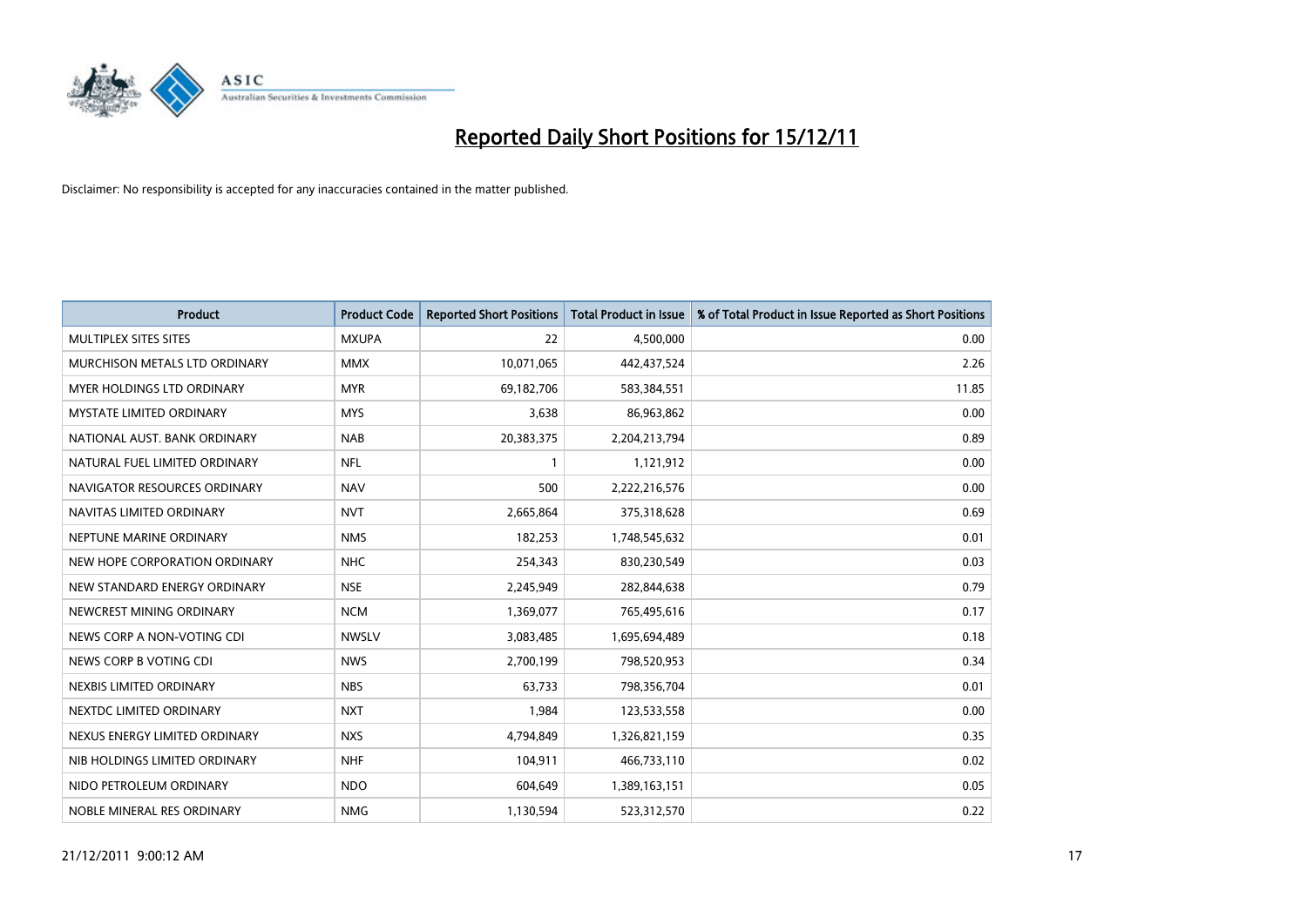# Reported Daily Short Positions for 15/12/11

Disclaimer: No responsibility is accepted for any inaccuracies contained in the matter published.

| Product | Product Code | Reported Short Positions | Total Product in Issue | % of Total Product in Issue Reported as Short Positions |
|---|---|---|---|---|
| MULTIPLEX SITES SITES | MXUPA | 22 | 4,500,000 | 0.00 |
| MURCHISON METALS LTD ORDINARY | MMX | 10,071,065 | 442,437,524 | 2.26 |
| MYER HOLDINGS LTD ORDINARY | MYR | 69,182,706 | 583,384,551 | 11.85 |
| MYSTATE LIMITED ORDINARY | MYS | 3,638 | 86,963,862 | 0.00 |
| NATIONAL AUST. BANK ORDINARY | NAB | 20,383,375 | 2,204,213,794 | 0.89 |
| NATURAL FUEL LIMITED ORDINARY | NFL | 1 | 1,121,912 | 0.00 |
| NAVIGATOR RESOURCES ORDINARY | NAV | 500 | 2,222,216,576 | 0.00 |
| NAVITAS LIMITED ORDINARY | NVT | 2,665,864 | 375,318,628 | 0.69 |
| NEPTUNE MARINE ORDINARY | NMS | 182,253 | 1,748,545,632 | 0.01 |
| NEW HOPE CORPORATION ORDINARY | NHC | 254,343 | 830,230,549 | 0.03 |
| NEW STANDARD ENERGY ORDINARY | NSE | 2,245,949 | 282,844,638 | 0.79 |
| NEWCREST MINING ORDINARY | NCM | 1,369,077 | 765,495,616 | 0.17 |
| NEWS CORP A NON-VOTING CDI | NWSLV | 3,083,485 | 1,695,694,489 | 0.18 |
| NEWS CORP B VOTING CDI | NWS | 2,700,199 | 798,520,953 | 0.34 |
| NEXBIS LIMITED ORDINARY | NBS | 63,733 | 798,356,704 | 0.01 |
| NEXTDC LIMITED ORDINARY | NXT | 1,984 | 123,533,558 | 0.00 |
| NEXUS ENERGY LIMITED ORDINARY | NXS | 4,794,849 | 1,326,821,159 | 0.35 |
| NIB HOLDINGS LIMITED ORDINARY | NHF | 104,911 | 466,733,110 | 0.02 |
| NIDO PETROLEUM ORDINARY | NDO | 604,649 | 1,389,163,151 | 0.05 |
| NOBLE MINERAL RES ORDINARY | NMG | 1,130,594 | 523,312,570 | 0.22 |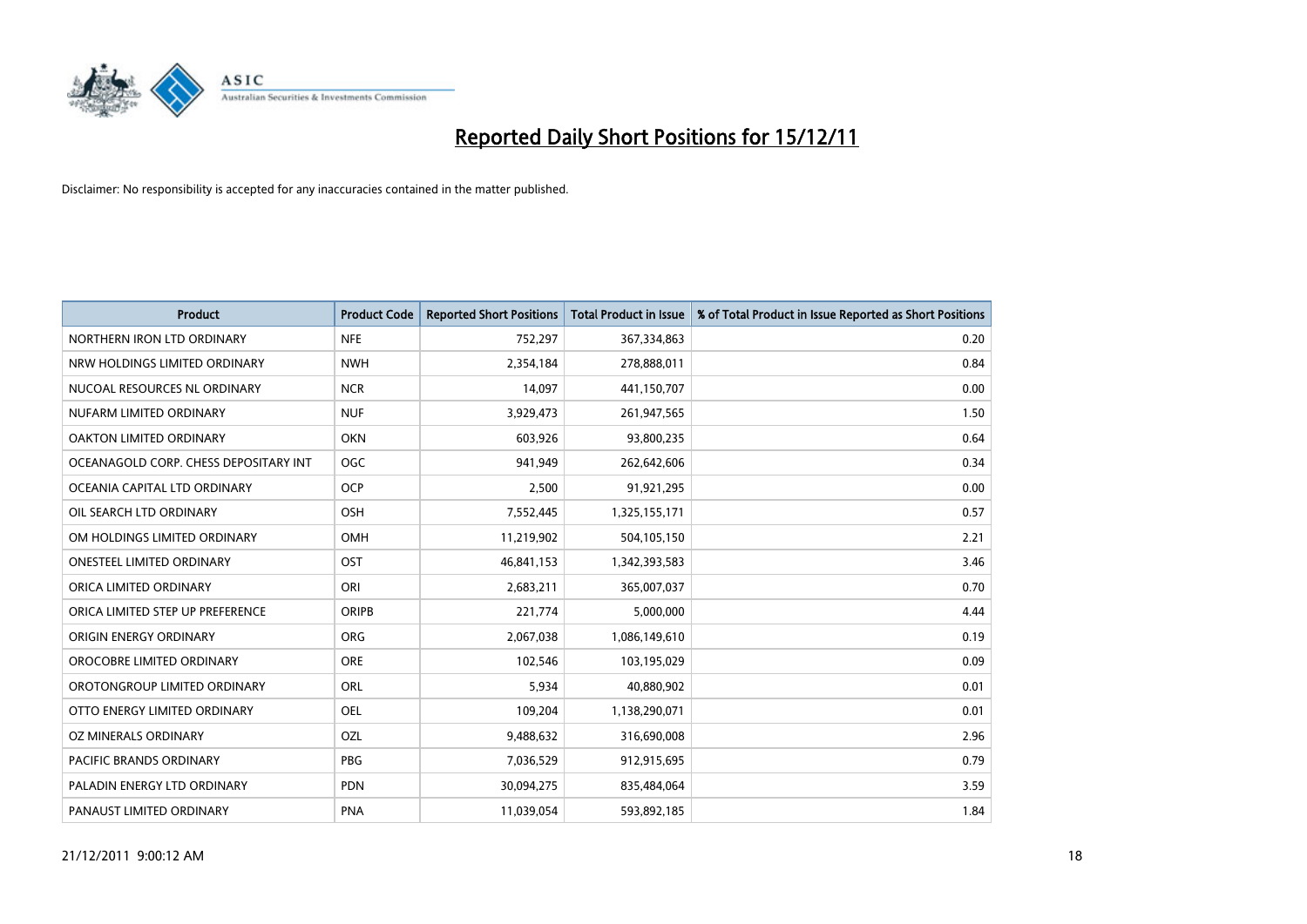# Reported Daily Short Positions for 15/12/11

Disclaimer: No responsibility is accepted for any inaccuracies contained in the matter published.

| Product | Product Code | Reported Short Positions | Total Product in Issue | % of Total Product in Issue Reported as Short Positions |
|---|---|---|---|---|
| NORTHERN IRON LTD ORDINARY | NFE | 752,297 | 367,334,863 | 0.20 |
| NRW HOLDINGS LIMITED ORDINARY | NWH | 2,354,184 | 278,888,011 | 0.84 |
| NUCOAL RESOURCES NL ORDINARY | NCR | 14,097 | 441,150,707 | 0.00 |
| NUFARM LIMITED ORDINARY | NUF | 3,929,473 | 261,947,565 | 1.50 |
| OAKTON LIMITED ORDINARY | OKN | 603,926 | 93,800,235 | 0.64 |
| OCEANAGOLD CORP. CHESS DEPOSITARY INT | OGC | 941,949 | 262,642,606 | 0.34 |
| OCEANIA CAPITAL LTD ORDINARY | OCP | 2,500 | 91,921,295 | 0.00 |
| OIL SEARCH LTD ORDINARY | OSH | 7,552,445 | 1,325,155,171 | 0.57 |
| OM HOLDINGS LIMITED ORDINARY | OMH | 11,219,902 | 504,105,150 | 2.21 |
| ONESTEEL LIMITED ORDINARY | OST | 46,841,153 | 1,342,393,583 | 3.46 |
| ORICA LIMITED ORDINARY | ORI | 2,683,211 | 365,007,037 | 0.70 |
| ORICA LIMITED STEP UP PREFERENCE | ORIPB | 221,774 | 5,000,000 | 4.44 |
| ORIGIN ENERGY ORDINARY | ORG | 2,067,038 | 1,086,149,610 | 0.19 |
| OROCOBRE LIMITED ORDINARY | ORE | 102,546 | 103,195,029 | 0.09 |
| OROTONGROUP LIMITED ORDINARY | ORL | 5,934 | 40,880,902 | 0.01 |
| OTTO ENERGY LIMITED ORDINARY | OEL | 109,204 | 1,138,290,071 | 0.01 |
| OZ MINERALS ORDINARY | OZL | 9,488,632 | 316,690,008 | 2.96 |
| PACIFIC BRANDS ORDINARY | PBG | 7,036,529 | 912,915,695 | 0.79 |
| PALADIN ENERGY LTD ORDINARY | PDN | 30,094,275 | 835,484,064 | 3.59 |
| PANAUST LIMITED ORDINARY | PNA | 11,039,054 | 593,892,185 | 1.84 |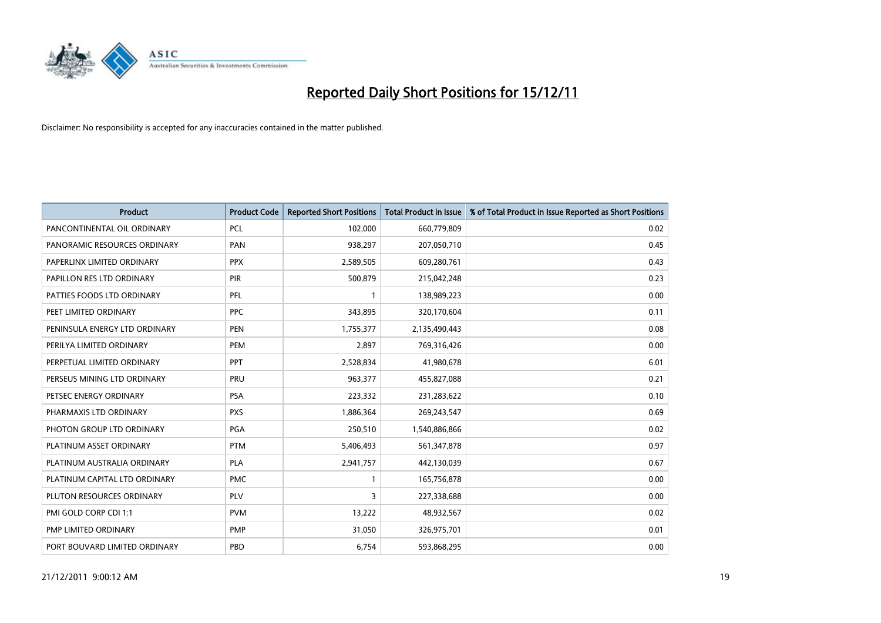# Reported Daily Short Positions for 15/12/11

Disclaimer: No responsibility is accepted for any inaccuracies contained in the matter published.

| Product | Product Code | Reported Short Positions | Total Product in Issue | % of Total Product in Issue Reported as Short Positions |
|---|---|---|---|---|
| PANCONTINENTAL OIL ORDINARY | PCL | 102,000 | 660,779,809 | 0.02 |
| PANORAMIC RESOURCES ORDINARY | PAN | 938,297 | 207,050,710 | 0.45 |
| PAPERLINX LIMITED ORDINARY | PPX | 2,589,505 | 609,280,761 | 0.43 |
| PAPILLON RES LTD ORDINARY | PIR | 500,879 | 215,042,248 | 0.23 |
| PATTIES FOODS LTD ORDINARY | PFL | 1 | 138,989,223 | 0.00 |
| PEET LIMITED ORDINARY | PPC | 343,895 | 320,170,604 | 0.11 |
| PENINSULA ENERGY LTD ORDINARY | PEN | 1,755,377 | 2,135,490,443 | 0.08 |
| PERILYA LIMITED ORDINARY | PEM | 2,897 | 769,316,426 | 0.00 |
| PERPETUAL LIMITED ORDINARY | PPT | 2,528,834 | 41,980,678 | 6.01 |
| PERSEUS MINING LTD ORDINARY | PRU | 963,377 | 455,827,088 | 0.21 |
| PETSEC ENERGY ORDINARY | PSA | 223,332 | 231,283,622 | 0.10 |
| PHARMAXIS LTD ORDINARY | PXS | 1,886,364 | 269,243,547 | 0.69 |
| PHOTON GROUP LTD ORDINARY | PGA | 250,510 | 1,540,886,866 | 0.02 |
| PLATINUM ASSET ORDINARY | PTM | 5,406,493 | 561,347,878 | 0.97 |
| PLATINUM AUSTRALIA ORDINARY | PLA | 2,941,757 | 442,130,039 | 0.67 |
| PLATINUM CAPITAL LTD ORDINARY | PMC | 1 | 165,756,878 | 0.00 |
| PLUTON RESOURCES ORDINARY | PLV | 3 | 227,338,688 | 0.00 |
| PMI GOLD CORP CDI 1:1 | PVM | 13,222 | 48,932,567 | 0.02 |
| PMP LIMITED ORDINARY | PMP | 31,050 | 326,975,701 | 0.01 |
| PORT BOUVARD LIMITED ORDINARY | PBD | 6,754 | 593,868,295 | 0.00 |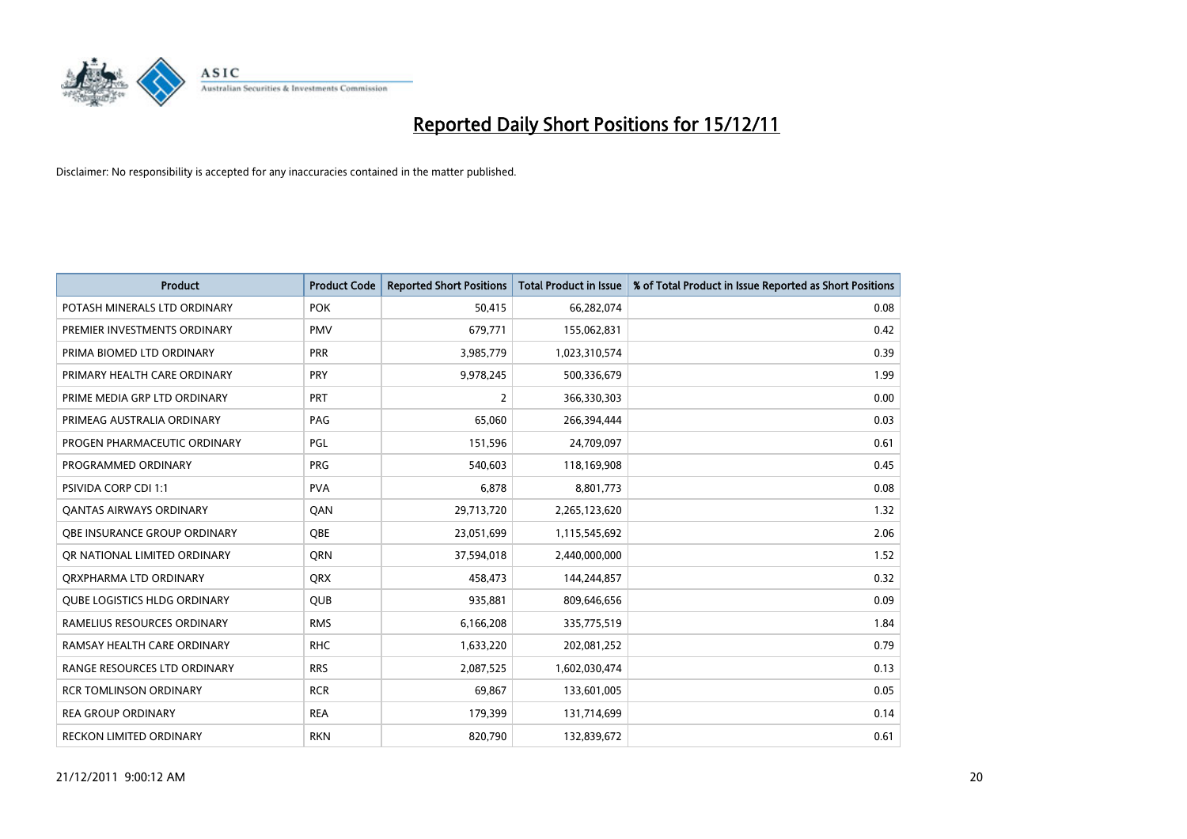# Reported Daily Short Positions for 15/12/11

Disclaimer: No responsibility is accepted for any inaccuracies contained in the matter published.

| Product | Product Code | Reported Short Positions | Total Product in Issue | % of Total Product in Issue Reported as Short Positions |
|---|---|---|---|---|
| POTASH MINERALS LTD ORDINARY | POK | 50,415 | 66,282,074 | 0.08 |
| PREMIER INVESTMENTS ORDINARY | PMV | 679,771 | 155,062,831 | 0.42 |
| PRIMA BIOMED LTD ORDINARY | PRR | 3,985,779 | 1,023,310,574 | 0.39 |
| PRIMARY HEALTH CARE ORDINARY | PRY | 9,978,245 | 500,336,679 | 1.99 |
| PRIME MEDIA GRP LTD ORDINARY | PRT | 2 | 366,330,303 | 0.00 |
| PRIMEAG AUSTRALIA ORDINARY | PAG | 65,060 | 266,394,444 | 0.03 |
| PROGEN PHARMACEUTIC ORDINARY | PGL | 151,596 | 24,709,097 | 0.61 |
| PROGRAMMED ORDINARY | PRG | 540,603 | 118,169,908 | 0.45 |
| PSIVIDA CORP CDI 1:1 | PVA | 6,878 | 8,801,773 | 0.08 |
| QANTAS AIRWAYS ORDINARY | QAN | 29,713,720 | 2,265,123,620 | 1.32 |
| QBE INSURANCE GROUP ORDINARY | QBE | 23,051,699 | 1,115,545,692 | 2.06 |
| QR NATIONAL LIMITED ORDINARY | QRN | 37,594,018 | 2,440,000,000 | 1.52 |
| QRXPHARMA LTD ORDINARY | QRX | 458,473 | 144,244,857 | 0.32 |
| QUBE LOGISTICS HLDG ORDINARY | QUB | 935,881 | 809,646,656 | 0.09 |
| RAMELIUS RESOURCES ORDINARY | RMS | 6,166,208 | 335,775,519 | 1.84 |
| RAMSAY HEALTH CARE ORDINARY | RHC | 1,633,220 | 202,081,252 | 0.79 |
| RANGE RESOURCES LTD ORDINARY | RRS | 2,087,525 | 1,602,030,474 | 0.13 |
| RCR TOMLINSON ORDINARY | RCR | 69,867 | 133,601,005 | 0.05 |
| REA GROUP ORDINARY | REA | 179,399 | 131,714,699 | 0.14 |
| RECKON LIMITED ORDINARY | RKN | 820,790 | 132,839,672 | 0.61 |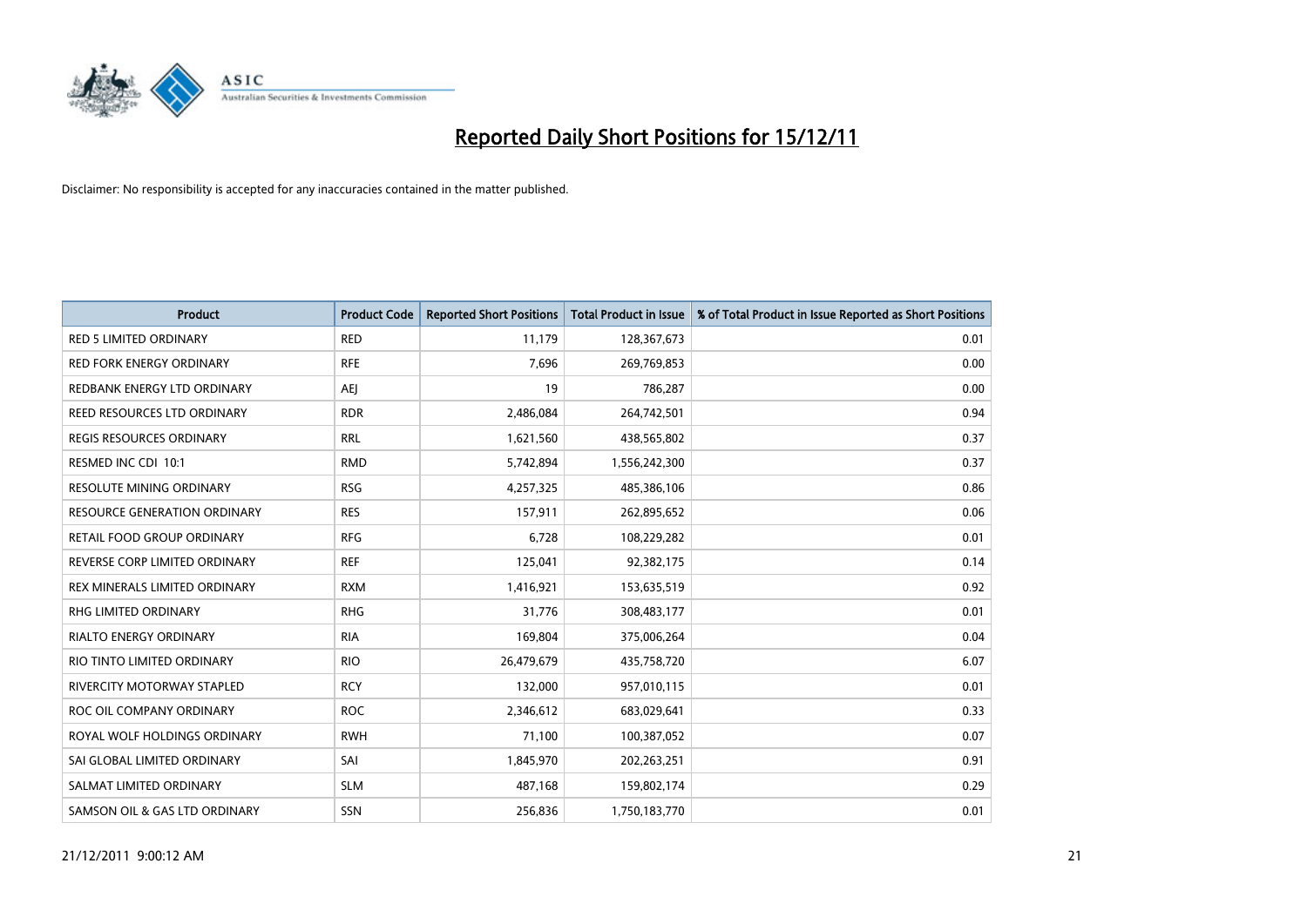# Reported Daily Short Positions for 15/12/11

Disclaimer: No responsibility is accepted for any inaccuracies contained in the matter published.

| Product | Product Code | Reported Short Positions | Total Product in Issue | % of Total Product in Issue Reported as Short Positions |
|---|---|---|---|---|
| RED 5 LIMITED ORDINARY | RED | 11,179 | 128,367,673 | 0.01 |
| RED FORK ENERGY ORDINARY | RFE | 7,696 | 269,769,853 | 0.00 |
| REDBANK ENERGY LTD ORDINARY | AEJ | 19 | 786,287 | 0.00 |
| REED RESOURCES LTD ORDINARY | RDR | 2,486,084 | 264,742,501 | 0.94 |
| REGIS RESOURCES ORDINARY | RRL | 1,621,560 | 438,565,802 | 0.37 |
| RESMED INC CDI 10:1 | RMD | 5,742,894 | 1,556,242,300 | 0.37 |
| RESOLUTE MINING ORDINARY | RSG | 4,257,325 | 485,386,106 | 0.86 |
| RESOURCE GENERATION ORDINARY | RES | 157,911 | 262,895,652 | 0.06 |
| RETAIL FOOD GROUP ORDINARY | RFG | 6,728 | 108,229,282 | 0.01 |
| REVERSE CORP LIMITED ORDINARY | REF | 125,041 | 92,382,175 | 0.14 |
| REX MINERALS LIMITED ORDINARY | RXM | 1,416,921 | 153,635,519 | 0.92 |
| RHG LIMITED ORDINARY | RHG | 31,776 | 308,483,177 | 0.01 |
| RIALTO ENERGY ORDINARY | RIA | 169,804 | 375,006,264 | 0.04 |
| RIO TINTO LIMITED ORDINARY | RIO | 26,479,679 | 435,758,720 | 6.07 |
| RIVERCITY MOTORWAY STAPLED | RCY | 132,000 | 957,010,115 | 0.01 |
| ROC OIL COMPANY ORDINARY | ROC | 2,346,612 | 683,029,641 | 0.33 |
| ROYAL WOLF HOLDINGS ORDINARY | RWH | 71,100 | 100,387,052 | 0.07 |
| SAI GLOBAL LIMITED ORDINARY | SAI | 1,845,970 | 202,263,251 | 0.91 |
| SALMAT LIMITED ORDINARY | SLM | 487,168 | 159,802,174 | 0.29 |
| SAMSON OIL & GAS LTD ORDINARY | SSN | 256,836 | 1,750,183,770 | 0.01 |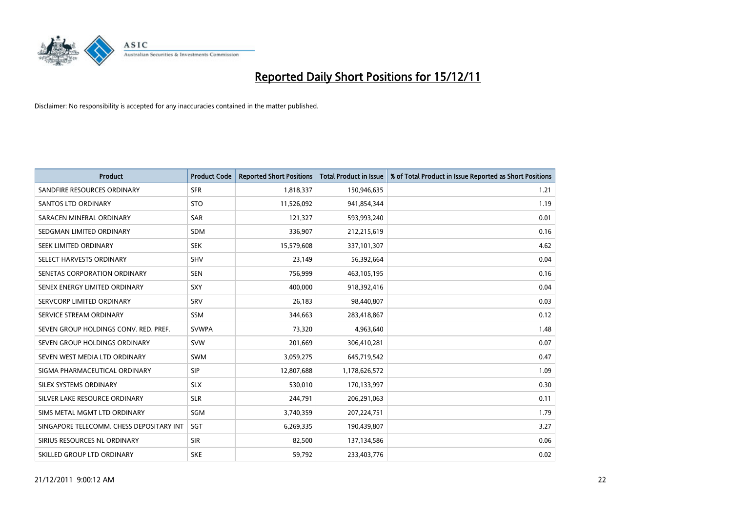# Reported Daily Short Positions for 15/12/11

Disclaimer: No responsibility is accepted for any inaccuracies contained in the matter published.

| Product | Product Code | Reported Short Positions | Total Product in Issue | % of Total Product in Issue Reported as Short Positions |
|---|---|---|---|---|
| SANDFIRE RESOURCES ORDINARY | SFR | 1,818,337 | 150,946,635 | 1.21 |
| SANTOS LTD ORDINARY | STO | 11,526,092 | 941,854,344 | 1.19 |
| SARACEN MINERAL ORDINARY | SAR | 121,327 | 593,993,240 | 0.01 |
| SEDGMAN LIMITED ORDINARY | SDM | 336,907 | 212,215,619 | 0.16 |
| SEEK LIMITED ORDINARY | SEK | 15,579,608 | 337,101,307 | 4.62 |
| SELECT HARVESTS ORDINARY | SHV | 23,149 | 56,392,664 | 0.04 |
| SENETAS CORPORATION ORDINARY | SEN | 756,999 | 463,105,195 | 0.16 |
| SENEX ENERGY LIMITED ORDINARY | SXY | 400,000 | 918,392,416 | 0.04 |
| SERVCORP LIMITED ORDINARY | SRV | 26,183 | 98,440,807 | 0.03 |
| SERVICE STREAM ORDINARY | SSM | 344,663 | 283,418,867 | 0.12 |
| SEVEN GROUP HOLDINGS CONV. RED. PREF. | SVWPA | 73,320 | 4,963,640 | 1.48 |
| SEVEN GROUP HOLDINGS ORDINARY | SVW | 201,669 | 306,410,281 | 0.07 |
| SEVEN WEST MEDIA LTD ORDINARY | SWM | 3,059,275 | 645,719,542 | 0.47 |
| SIGMA PHARMACEUTICAL ORDINARY | SIP | 12,807,688 | 1,178,626,572 | 1.09 |
| SILEX SYSTEMS ORDINARY | SLX | 530,010 | 170,133,997 | 0.30 |
| SILVER LAKE RESOURCE ORDINARY | SLR | 244,791 | 206,291,063 | 0.11 |
| SIMS METAL MGMT LTD ORDINARY | SGM | 3,740,359 | 207,224,751 | 1.79 |
| SINGAPORE TELECOMM. CHESS DEPOSITARY INT | SGT | 6,269,335 | 190,439,807 | 3.27 |
| SIRIUS RESOURCES NL ORDINARY | SIR | 82,500 | 137,134,586 | 0.06 |
| SKILLED GROUP LTD ORDINARY | SKE | 59,792 | 233,403,776 | 0.02 |

21/12/2011 9:00:12 AM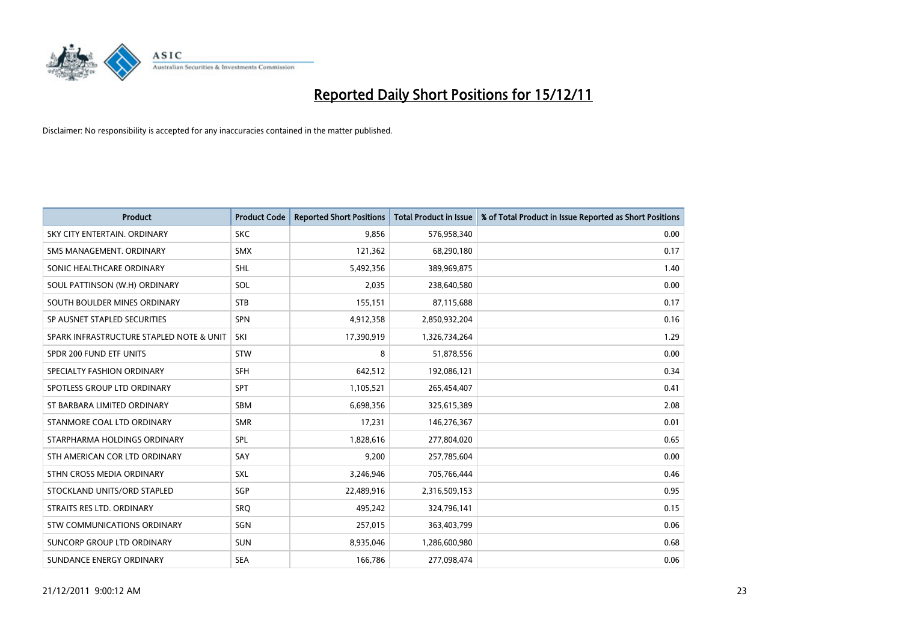# Reported Daily Short Positions for 15/12/11

Disclaimer: No responsibility is accepted for any inaccuracies contained in the matter published.

| Product | Product Code | Reported Short Positions | Total Product in Issue | % of Total Product in Issue Reported as Short Positions |
|---|---|---|---|---|
| SKY CITY ENTERTAIN. ORDINARY | SKC | 9,856 | 576,958,340 | 0.00 |
| SMS MANAGEMENT. ORDINARY | SMX | 121,362 | 68,290,180 | 0.17 |
| SONIC HEALTHCARE ORDINARY | SHL | 5,492,356 | 389,969,875 | 1.40 |
| SOUL PATTINSON (W.H) ORDINARY | SOL | 2,035 | 238,640,580 | 0.00 |
| SOUTH BOULDER MINES ORDINARY | STB | 155,151 | 87,115,688 | 0.17 |
| SP AUSNET STAPLED SECURITIES | SPN | 4,912,358 | 2,850,932,204 | 0.16 |
| SPARK INFRASTRUCTURE STAPLED NOTE & UNIT | SKI | 17,390,919 | 1,326,734,264 | 1.29 |
| SPDR 200 FUND ETF UNITS | STW | 8 | 51,878,556 | 0.00 |
| SPECIALTY FASHION ORDINARY | SFH | 642,512 | 192,086,121 | 0.34 |
| SPOTLESS GROUP LTD ORDINARY | SPT | 1,105,521 | 265,454,407 | 0.41 |
| ST BARBARA LIMITED ORDINARY | SBM | 6,698,356 | 325,615,389 | 2.08 |
| STANMORE COAL LTD ORDINARY | SMR | 17,231 | 146,276,367 | 0.01 |
| STARPHARMA HOLDINGS ORDINARY | SPL | 1,828,616 | 277,804,020 | 0.65 |
| STH AMERICAN COR LTD ORDINARY | SAY | 9,200 | 257,785,604 | 0.00 |
| STHN CROSS MEDIA ORDINARY | SXL | 3,246,946 | 705,766,444 | 0.46 |
| STOCKLAND UNITS/ORD STAPLED | SGP | 22,489,916 | 2,316,509,153 | 0.95 |
| STRAITS RES LTD. ORDINARY | SRQ | 495,242 | 324,796,141 | 0.15 |
| STW COMMUNICATIONS ORDINARY | SGN | 257,015 | 363,403,799 | 0.06 |
| SUNCORP GROUP LTD ORDINARY | SUN | 8,935,046 | 1,286,600,980 | 0.68 |
| SUNDANCE ENERGY ORDINARY | SEA | 166,786 | 277,098,474 | 0.06 |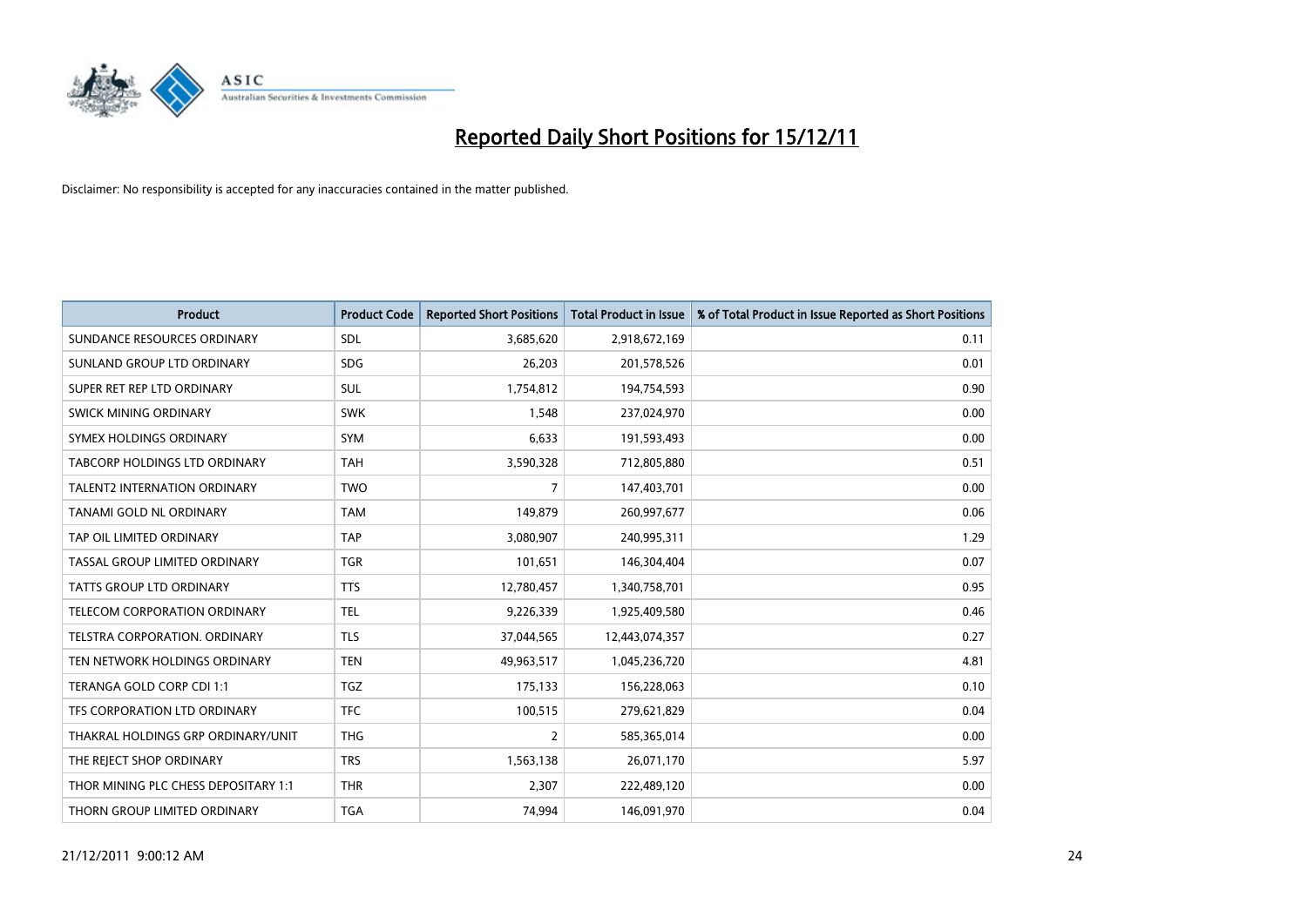# Reported Daily Short Positions for 15/12/11

Disclaimer: No responsibility is accepted for any inaccuracies contained in the matter published.

| Product | Product Code | Reported Short Positions | Total Product in Issue | % of Total Product in Issue Reported as Short Positions |
|---|---|---|---|---|
| SUNDANCE RESOURCES ORDINARY | SDL | 3,685,620 | 2,918,672,169 | 0.11 |
| SUNLAND GROUP LTD ORDINARY | SDG | 26,203 | 201,578,526 | 0.01 |
| SUPER RET REP LTD ORDINARY | SUL | 1,754,812 | 194,754,593 | 0.90 |
| SWICK MINING ORDINARY | SWK | 1,548 | 237,024,970 | 0.00 |
| SYMEX HOLDINGS ORDINARY | SYM | 6,633 | 191,593,493 | 0.00 |
| TABCORP HOLDINGS LTD ORDINARY | TAH | 3,590,328 | 712,805,880 | 0.51 |
| TALENT2 INTERNATION ORDINARY | TWO | 7 | 147,403,701 | 0.00 |
| TANAMI GOLD NL ORDINARY | TAM | 149,879 | 260,997,677 | 0.06 |
| TAP OIL LIMITED ORDINARY | TAP | 3,080,907 | 240,995,311 | 1.29 |
| TASSAL GROUP LIMITED ORDINARY | TGR | 101,651 | 146,304,404 | 0.07 |
| TATTS GROUP LTD ORDINARY | TTS | 12,780,457 | 1,340,758,701 | 0.95 |
| TELECOM CORPORATION ORDINARY | TEL | 9,226,339 | 1,925,409,580 | 0.46 |
| TELSTRA CORPORATION. ORDINARY | TLS | 37,044,565 | 12,443,074,357 | 0.27 |
| TEN NETWORK HOLDINGS ORDINARY | TEN | 49,963,517 | 1,045,236,720 | 4.81 |
| TERANGA GOLD CORP CDI 1:1 | TGZ | 175,133 | 156,228,063 | 0.10 |
| TFS CORPORATION LTD ORDINARY | TFC | 100,515 | 279,621,829 | 0.04 |
| THAKRAL HOLDINGS GRP ORDINARY/UNIT | THG | 2 | 585,365,014 | 0.00 |
| THE REJECT SHOP ORDINARY | TRS | 1,563,138 | 26,071,170 | 5.97 |
| THOR MINING PLC CHESS DEPOSITARY 1:1 | THR | 2,307 | 222,489,120 | 0.00 |
| THORN GROUP LIMITED ORDINARY | TGA | 74,994 | 146,091,970 | 0.04 |

21/12/2011 9:00:12 AM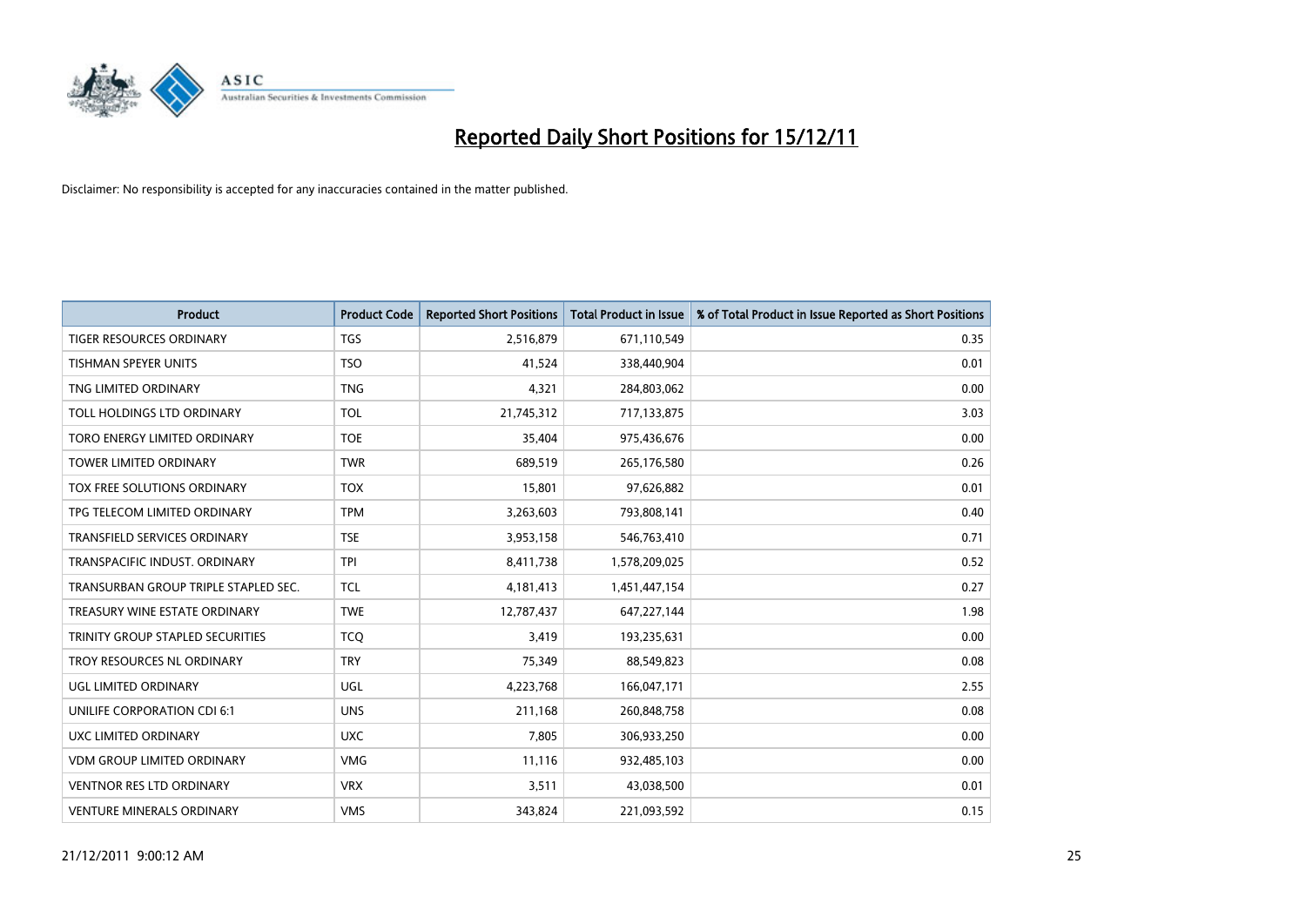# Reported Daily Short Positions for 15/12/11

Disclaimer: No responsibility is accepted for any inaccuracies contained in the matter published.

| Product | Product Code | Reported Short Positions | Total Product in Issue | % of Total Product in Issue Reported as Short Positions |
|---|---|---|---|---|
| TIGER RESOURCES ORDINARY | TGS | 2,516,879 | 671,110,549 | 0.35 |
| TISHMAN SPEYER UNITS | TSO | 41,524 | 338,440,904 | 0.01 |
| TNG LIMITED ORDINARY | TNG | 4,321 | 284,803,062 | 0.00 |
| TOLL HOLDINGS LTD ORDINARY | TOL | 21,745,312 | 717,133,875 | 3.03 |
| TORO ENERGY LIMITED ORDINARY | TOE | 35,404 | 975,436,676 | 0.00 |
| TOWER LIMITED ORDINARY | TWR | 689,519 | 265,176,580 | 0.26 |
| TOX FREE SOLUTIONS ORDINARY | TOX | 15,801 | 97,626,882 | 0.01 |
| TPG TELECOM LIMITED ORDINARY | TPM | 3,263,603 | 793,808,141 | 0.40 |
| TRANSFIELD SERVICES ORDINARY | TSE | 3,953,158 | 546,763,410 | 0.71 |
| TRANSPACIFIC INDUST. ORDINARY | TPI | 8,411,738 | 1,578,209,025 | 0.52 |
| TRANSURBAN GROUP TRIPLE STAPLED SEC. | TCL | 4,181,413 | 1,451,447,154 | 0.27 |
| TREASURY WINE ESTATE ORDINARY | TWE | 12,787,437 | 647,227,144 | 1.98 |
| TRINITY GROUP STAPLED SECURITIES | TCQ | 3,419 | 193,235,631 | 0.00 |
| TROY RESOURCES NL ORDINARY | TRY | 75,349 | 88,549,823 | 0.08 |
| UGL LIMITED ORDINARY | UGL | 4,223,768 | 166,047,171 | 2.55 |
| UNILIFE CORPORATION CDI 6:1 | UNS | 211,168 | 260,848,758 | 0.08 |
| UXC LIMITED ORDINARY | UXC | 7,805 | 306,933,250 | 0.00 |
| VDM GROUP LIMITED ORDINARY | VMG | 11,116 | 932,485,103 | 0.00 |
| VENTNOR RES LTD ORDINARY | VRX | 3,511 | 43,038,500 | 0.01 |
| VENTURE MINERALS ORDINARY | VMS | 343,824 | 221,093,592 | 0.15 |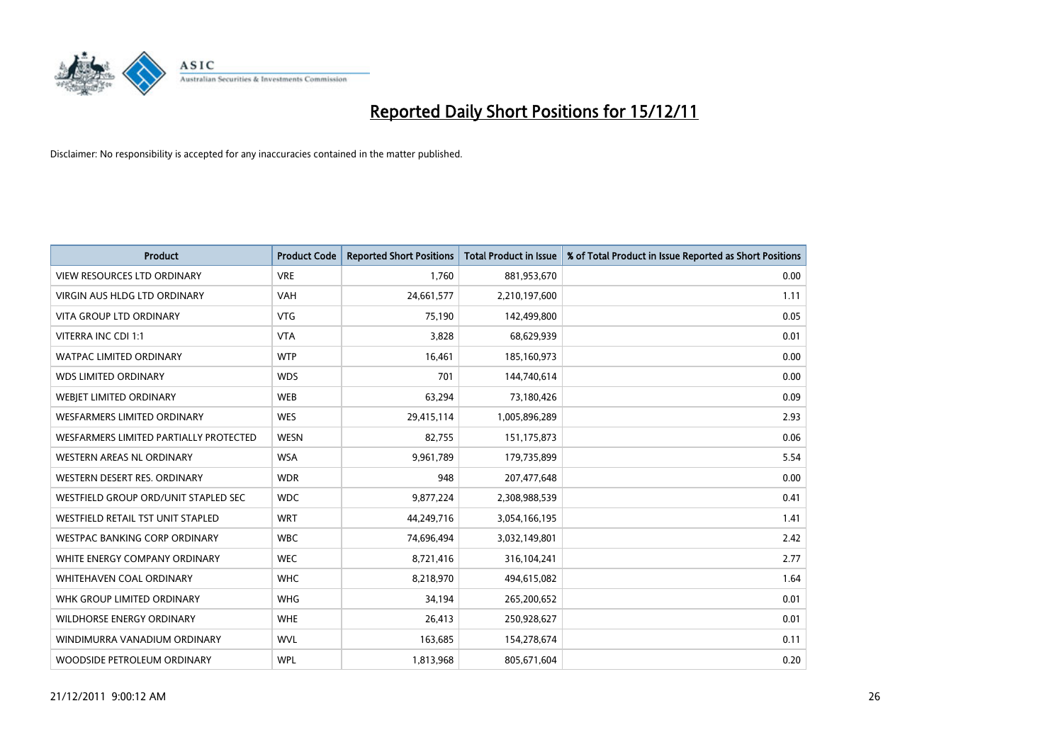# Reported Daily Short Positions for 15/12/11

Disclaimer: No responsibility is accepted for any inaccuracies contained in the matter published.

| Product | Product Code | Reported Short Positions | Total Product in Issue | % of Total Product in Issue Reported as Short Positions |
|---|---|---|---|---|
| VIEW RESOURCES LTD ORDINARY | VRE | 1,760 | 881,953,670 | 0.00 |
| VIRGIN AUS HLDG LTD ORDINARY | VAH | 24,661,577 | 2,210,197,600 | 1.11 |
| VITA GROUP LTD ORDINARY | VTG | 75,190 | 142,499,800 | 0.05 |
| VITERRA INC CDI 1:1 | VTA | 3,828 | 68,629,939 | 0.01 |
| WATPAC LIMITED ORDINARY | WTP | 16,461 | 185,160,973 | 0.00 |
| WDS LIMITED ORDINARY | WDS | 701 | 144,740,614 | 0.00 |
| WEBJET LIMITED ORDINARY | WEB | 63,294 | 73,180,426 | 0.09 |
| WESFARMERS LIMITED ORDINARY | WES | 29,415,114 | 1,005,896,289 | 2.93 |
| WESFARMERS LIMITED PARTIALLY PROTECTED | WESN | 82,755 | 151,175,873 | 0.06 |
| WESTERN AREAS NL ORDINARY | WSA | 9,961,789 | 179,735,899 | 5.54 |
| WESTERN DESERT RES. ORDINARY | WDR | 948 | 207,477,648 | 0.00 |
| WESTFIELD GROUP ORD/UNIT STAPLED SEC | WDC | 9,877,224 | 2,308,988,539 | 0.41 |
| WESTFIELD RETAIL TST UNIT STAPLED | WRT | 44,249,716 | 3,054,166,195 | 1.41 |
| WESTPAC BANKING CORP ORDINARY | WBC | 74,696,494 | 3,032,149,801 | 2.42 |
| WHITE ENERGY COMPANY ORDINARY | WEC | 8,721,416 | 316,104,241 | 2.77 |
| WHITEHAVEN COAL ORDINARY | WHC | 8,218,970 | 494,615,082 | 1.64 |
| WHK GROUP LIMITED ORDINARY | WHG | 34,194 | 265,200,652 | 0.01 |
| WILDHORSE ENERGY ORDINARY | WHE | 26,413 | 250,928,627 | 0.01 |
| WINDIMURRA VANADIUM ORDINARY | WVL | 163,685 | 154,278,674 | 0.11 |
| WOODSIDE PETROLEUM ORDINARY | WPL | 1,813,968 | 805,671,604 | 0.20 |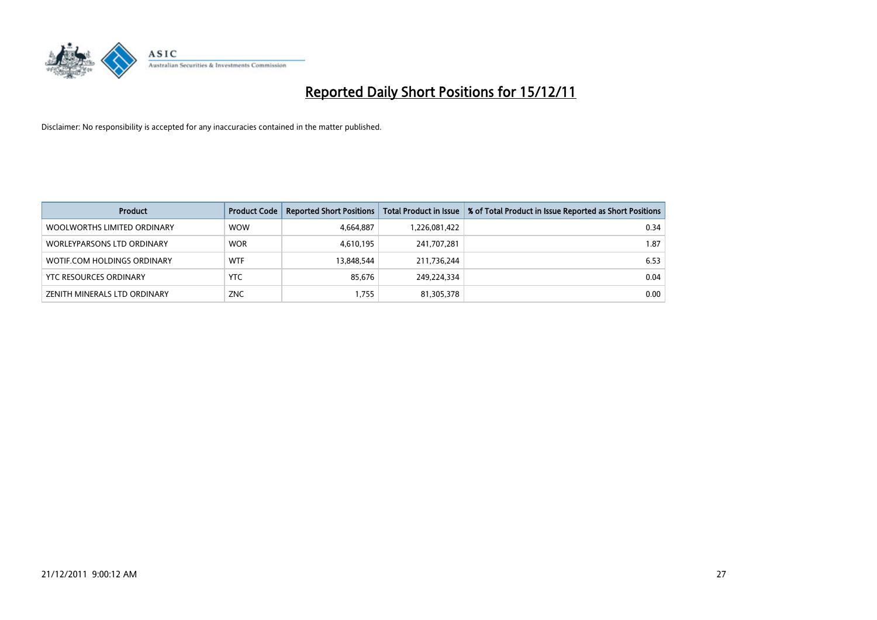# Reported Daily Short Positions for 15/12/11

Disclaimer: No responsibility is accepted for any inaccuracies contained in the matter published.

| Product | Product Code | Reported Short Positions | Total Product in Issue | % of Total Product in Issue Reported as Short Positions |
|---|---|---|---|---|
| WOOLWORTHS LIMITED ORDINARY | WOW | 4,664,887 | 1,226,081,422 | 0.34 |
| WORLEYPARSONS LTD ORDINARY | WOR | 4,610,195 | 241,707,281 | 1.87 |
| WOTIF.COM HOLDINGS ORDINARY | WTF | 13,848,544 | 211,736,244 | 6.53 |
| YTC RESOURCES ORDINARY | YTC | 85,676 | 249,224,334 | 0.04 |
| ZENITH MINERALS LTD ORDINARY | ZNC | 1,755 | 81,305,378 | 0.00 |

21/12/2011 9:00:12 AM